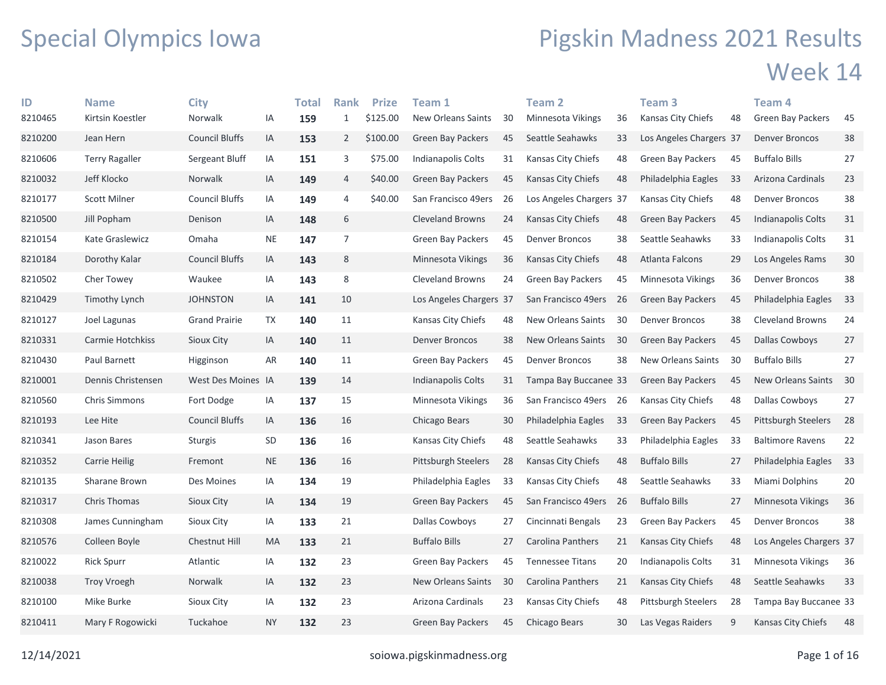# Special Olympics Iowa

# Pigskin Madness 2021 Results

## Week 14

| ID | Name | City | | Total | Rank | Prize | Team 1 | | Team 2 | | Team 3 | | Team 4 | |
|---|---|---|---|---|---|---|---|---|---|---|---|---|---|---|
| 8210465 | Kirtsin Koestler | Norwalk | IA | **159** | 1 | $125.00 | New Orleans Saints | 30 | Minnesota Vikings | 36 | Kansas City Chiefs | 48 | Green Bay Packers | 45 |
| 8210200 | Jean Hern | Council Bluffs | IA | **153** | 2 | $100.00 | Green Bay Packers | 45 | Seattle Seahawks | 33 | Los Angeles Chargers | 37 | Denver Broncos | 38 |
| 8210606 | Terry Ragaller | Sergeant Bluff | IA | **151** | 3 | $75.00 | Indianapolis Colts | 31 | Kansas City Chiefs | 48 | Green Bay Packers | 45 | Buffalo Bills | 27 |
| 8210032 | Jeff Klocko | Norwalk | IA | **149** | 4 | $40.00 | Green Bay Packers | 45 | Kansas City Chiefs | 48 | Philadelphia Eagles | 33 | Arizona Cardinals | 23 |
| 8210177 | Scott Milner | Council Bluffs | IA | **149** | 4 | $40.00 | San Francisco 49ers | 26 | Los Angeles Chargers | 37 | Kansas City Chiefs | 48 | Denver Broncos | 38 |
| 8210500 | Jill Popham | Denison | IA | **148** | 6 | | Cleveland Browns | 24 | Kansas City Chiefs | 48 | Green Bay Packers | 45 | Indianapolis Colts | 31 |
| 8210154 | Kate Graslewicz | Omaha | NE | **147** | 7 | | Green Bay Packers | 45 | Denver Broncos | 38 | Seattle Seahawks | 33 | Indianapolis Colts | 31 |
| 8210184 | Dorothy Kalar | Council Bluffs | IA | **143** | 8 | | Minnesota Vikings | 36 | Kansas City Chiefs | 48 | Atlanta Falcons | 29 | Los Angeles Rams | 30 |
| 8210502 | Cher Towey | Waukee | IA | **143** | 8 | | Cleveland Browns | 24 | Green Bay Packers | 45 | Minnesota Vikings | 36 | Denver Broncos | 38 |
| 8210429 | Timothy Lynch | JOHNSTON | IA | **141** | 10 | | Los Angeles Chargers | 37 | San Francisco 49ers | 26 | Green Bay Packers | 45 | Philadelphia Eagles | 33 |
| 8210127 | Joel Lagunas | Grand Prairie | TX | **140** | 11 | | Kansas City Chiefs | 48 | New Orleans Saints | 30 | Denver Broncos | 38 | Cleveland Browns | 24 |
| 8210331 | Carmie Hotchkiss | Sioux City | IA | **140** | 11 | | Denver Broncos | 38 | New Orleans Saints | 30 | Green Bay Packers | 45 | Dallas Cowboys | 27 |
| 8210430 | Paul Barnett | Higginson | AR | **140** | 11 | | Green Bay Packers | 45 | Denver Broncos | 38 | New Orleans Saints | 30 | Buffalo Bills | 27 |
| 8210001 | Dennis Christensen | West Des Moines | IA | **139** | 14 | | Indianapolis Colts | 31 | Tampa Bay Buccanee | 33 | Green Bay Packers | 45 | New Orleans Saints | 30 |
| 8210560 | Chris Simmons | Fort Dodge | IA | **137** | 15 | | Minnesota Vikings | 36 | San Francisco 49ers | 26 | Kansas City Chiefs | 48 | Dallas Cowboys | 27 |
| 8210193 | Lee Hite | Council Bluffs | IA | **136** | 16 | | Chicago Bears | 30 | Philadelphia Eagles | 33 | Green Bay Packers | 45 | Pittsburgh Steelers | 28 |
| 8210341 | Jason Bares | Sturgis | SD | **136** | 16 | | Kansas City Chiefs | 48 | Seattle Seahawks | 33 | Philadelphia Eagles | 33 | Baltimore Ravens | 22 |
| 8210352 | Carrie Heilig | Fremont | NE | **136** | 16 | | Pittsburgh Steelers | 28 | Kansas City Chiefs | 48 | Buffalo Bills | 27 | Philadelphia Eagles | 33 |
| 8210135 | Sharane Brown | Des Moines | IA | **134** | 19 | | Philadelphia Eagles | 33 | Kansas City Chiefs | 48 | Seattle Seahawks | 33 | Miami Dolphins | 20 |
| 8210317 | Chris Thomas | Sioux City | IA | **134** | 19 | | Green Bay Packers | 45 | San Francisco 49ers | 26 | Buffalo Bills | 27 | Minnesota Vikings | 36 |
| 8210308 | James Cunningham | Sioux City | IA | **133** | 21 | | Dallas Cowboys | 27 | Cincinnati Bengals | 23 | Green Bay Packers | 45 | Denver Broncos | 38 |
| 8210576 | Colleen Boyle | Chestnut Hill | MA | **133** | 21 | | Buffalo Bills | 27 | Carolina Panthers | 21 | Kansas City Chiefs | 48 | Los Angeles Chargers | 37 |
| 8210022 | Rick Spurr | Atlantic | IA | **132** | 23 | | Green Bay Packers | 45 | Tennessee Titans | 20 | Indianapolis Colts | 31 | Minnesota Vikings | 36 |
| 8210038 | Troy Vroegh | Norwalk | IA | **132** | 23 | | New Orleans Saints | 30 | Carolina Panthers | 21 | Kansas City Chiefs | 48 | Seattle Seahawks | 33 |
| 8210100 | Mike Burke | Sioux City | IA | **132** | 23 | | Arizona Cardinals | 23 | Kansas City Chiefs | 48 | Pittsburgh Steelers | 28 | Tampa Bay Buccanee | 33 |
| 8210411 | Mary F Rogowicki | Tuckahoe | NY | **132** | 23 | | Green Bay Packers | 45 | Chicago Bears | 30 | Las Vegas Raiders | 9 | Kansas City Chiefs | 48 |

12/14/2021 soiowa.pigskinmadness.org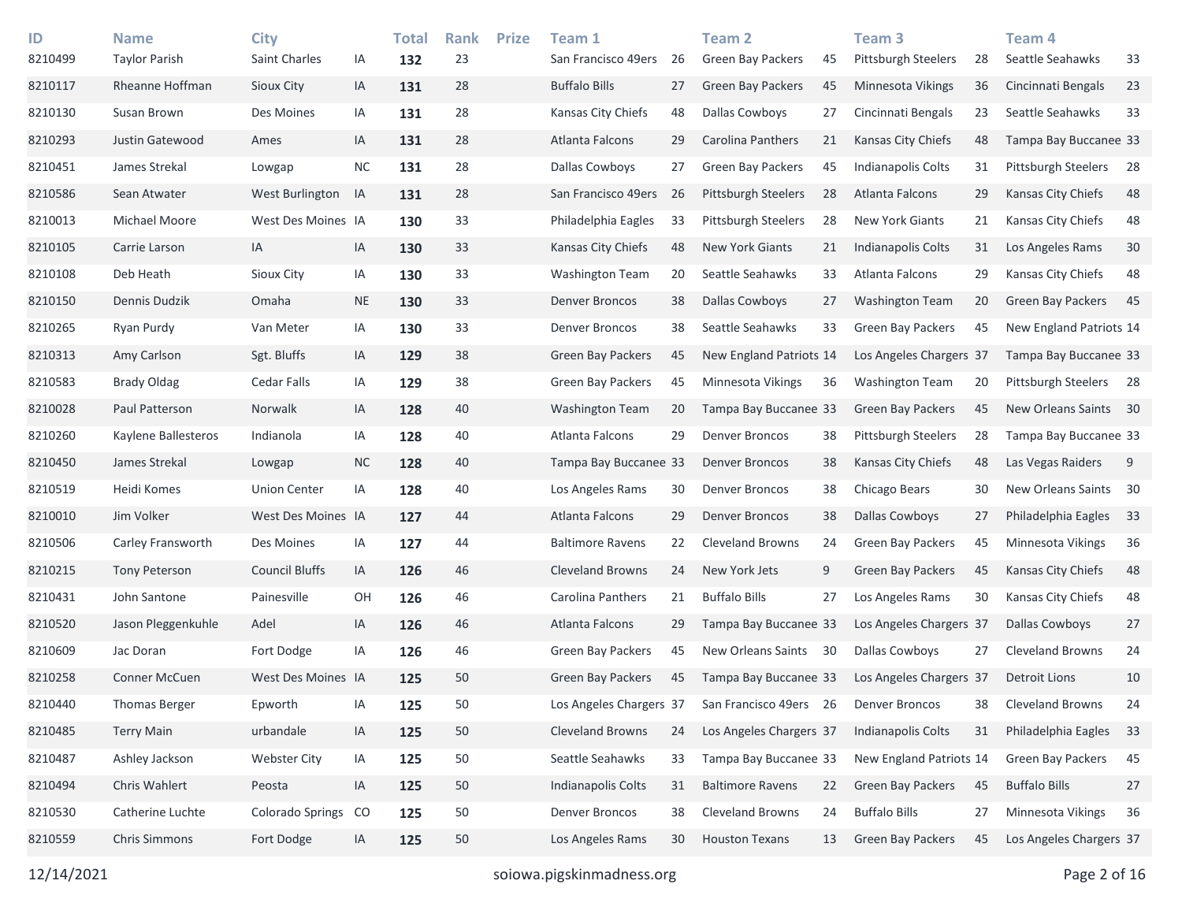| ID | Name | City | | Total | Rank | Prize | Team 1 | | Team 2 | | Team 3 | | Team 4 | |
|---|---|---|---|---|---|---|---|---|---|---|---|---|---|---|
| 8210499 | Taylor Parish | Saint Charles | IA | **132** | 23 | | San Francisco 49ers | 26 | Green Bay Packers | 45 | Pittsburgh Steelers | 28 | Seattle Seahawks | 33 |
| 8210117 | Rheanne Hoffman | Sioux City | IA | **131** | 28 | | Buffalo Bills | 27 | Green Bay Packers | 45 | Minnesota Vikings | 36 | Cincinnati Bengals | 23 |
| 8210130 | Susan Brown | Des Moines | IA | **131** | 28 | | Kansas City Chiefs | 48 | Dallas Cowboys | 27 | Cincinnati Bengals | 23 | Seattle Seahawks | 33 |
| 8210293 | Justin Gatewood | Ames | IA | **131** | 28 | | Atlanta Falcons | 29 | Carolina Panthers | 21 | Kansas City Chiefs | 48 | Tampa Bay Buccanee | 33 |
| 8210451 | James Strekal | Lowgap | NC | **131** | 28 | | Dallas Cowboys | 27 | Green Bay Packers | 45 | Indianapolis Colts | 31 | Pittsburgh Steelers | 28 |
| 8210586 | Sean Atwater | West Burlington | IA | **131** | 28 | | San Francisco 49ers | 26 | Pittsburgh Steelers | 28 | Atlanta Falcons | 29 | Kansas City Chiefs | 48 |
| 8210013 | Michael Moore | West Des Moines | IA | **130** | 33 | | Philadelphia Eagles | 33 | Pittsburgh Steelers | 28 | New York Giants | 21 | Kansas City Chiefs | 48 |
| 8210105 | Carrie Larson | IA | IA | **130** | 33 | | Kansas City Chiefs | 48 | New York Giants | 21 | Indianapolis Colts | 31 | Los Angeles Rams | 30 |
| 8210108 | Deb Heath | Sioux City | IA | **130** | 33 | | Washington Team | 20 | Seattle Seahawks | 33 | Atlanta Falcons | 29 | Kansas City Chiefs | 48 |
| 8210150 | Dennis Dudzik | Omaha | NE | **130** | 33 | | Denver Broncos | 38 | Dallas Cowboys | 27 | Washington Team | 20 | Green Bay Packers | 45 |
| 8210265 | Ryan Purdy | Van Meter | IA | **130** | 33 | | Denver Broncos | 38 | Seattle Seahawks | 33 | Green Bay Packers | 45 | New England Patriots | 14 |
| 8210313 | Amy Carlson | Sgt. Bluffs | IA | **129** | 38 | | Green Bay Packers | 45 | New England Patriots | 14 | Los Angeles Chargers | 37 | Tampa Bay Buccanee | 33 |
| 8210583 | Brady Oldag | Cedar Falls | IA | **129** | 38 | | Green Bay Packers | 45 | Minnesota Vikings | 36 | Washington Team | 20 | Pittsburgh Steelers | 28 |
| 8210028 | Paul Patterson | Norwalk | IA | **128** | 40 | | Washington Team | 20 | Tampa Bay Buccanee | 33 | Green Bay Packers | 45 | New Orleans Saints | 30 |
| 8210260 | Kaylene Ballesteros | Indianola | IA | **128** | 40 | | Atlanta Falcons | 29 | Denver Broncos | 38 | Pittsburgh Steelers | 28 | Tampa Bay Buccanee | 33 |
| 8210450 | James Strekal | Lowgap | NC | **128** | 40 | | Tampa Bay Buccanee | 33 | Denver Broncos | 38 | Kansas City Chiefs | 48 | Las Vegas Raiders | 9 |
| 8210519 | Heidi Komes | Union Center | IA | **128** | 40 | | Los Angeles Rams | 30 | Denver Broncos | 38 | Chicago Bears | 30 | New Orleans Saints | 30 |
| 8210010 | Jim Volker | West Des Moines | IA | **127** | 44 | | Atlanta Falcons | 29 | Denver Broncos | 38 | Dallas Cowboys | 27 | Philadelphia Eagles | 33 |
| 8210506 | Carley Fransworth | Des Moines | IA | **127** | 44 | | Baltimore Ravens | 22 | Cleveland Browns | 24 | Green Bay Packers | 45 | Minnesota Vikings | 36 |
| 8210215 | Tony Peterson | Council Bluffs | IA | **126** | 46 | | Cleveland Browns | 24 | New York Jets | 9 | Green Bay Packers | 45 | Kansas City Chiefs | 48 |
| 8210431 | John Santone | Painesville | OH | **126** | 46 | | Carolina Panthers | 21 | Buffalo Bills | 27 | Los Angeles Rams | 30 | Kansas City Chiefs | 48 |
| 8210520 | Jason Pleggenkuhle | Adel | IA | **126** | 46 | | Atlanta Falcons | 29 | Tampa Bay Buccanee | 33 | Los Angeles Chargers | 37 | Dallas Cowboys | 27 |
| 8210609 | Jac Doran | Fort Dodge | IA | **126** | 46 | | Green Bay Packers | 45 | New Orleans Saints | 30 | Dallas Cowboys | 27 | Cleveland Browns | 24 |
| 8210258 | Conner McCuen | West Des Moines | IA | **125** | 50 | | Green Bay Packers | 45 | Tampa Bay Buccanee | 33 | Los Angeles Chargers | 37 | Detroit Lions | 10 |
| 8210440 | Thomas Berger | Epworth | IA | **125** | 50 | | Los Angeles Chargers | 37 | San Francisco 49ers | 26 | Denver Broncos | 38 | Cleveland Browns | 24 |
| 8210485 | Terry Main | urbandale | IA | **125** | 50 | | Cleveland Browns | 24 | Los Angeles Chargers | 37 | Indianapolis Colts | 31 | Philadelphia Eagles | 33 |
| 8210487 | Ashley Jackson | Webster City | IA | **125** | 50 | | Seattle Seahawks | 33 | Tampa Bay Buccanee | 33 | New England Patriots | 14 | Green Bay Packers | 45 |
| 8210494 | Chris Wahlert | Peosta | IA | **125** | 50 | | Indianapolis Colts | 31 | Baltimore Ravens | 22 | Green Bay Packers | 45 | Buffalo Bills | 27 |
| 8210530 | Catherine Luchte | Colorado Springs | CO | **125** | 50 | | Denver Broncos | 38 | Cleveland Browns | 24 | Buffalo Bills | 27 | Minnesota Vikings | 36 |
| 8210559 | Chris Simmons | Fort Dodge | IA | **125** | 50 | | Los Angeles Rams | 30 | Houston Texans | 13 | Green Bay Packers | 45 | Los Angeles Chargers | 37 |

12/14/2021 soiowa.pigskinmadness.org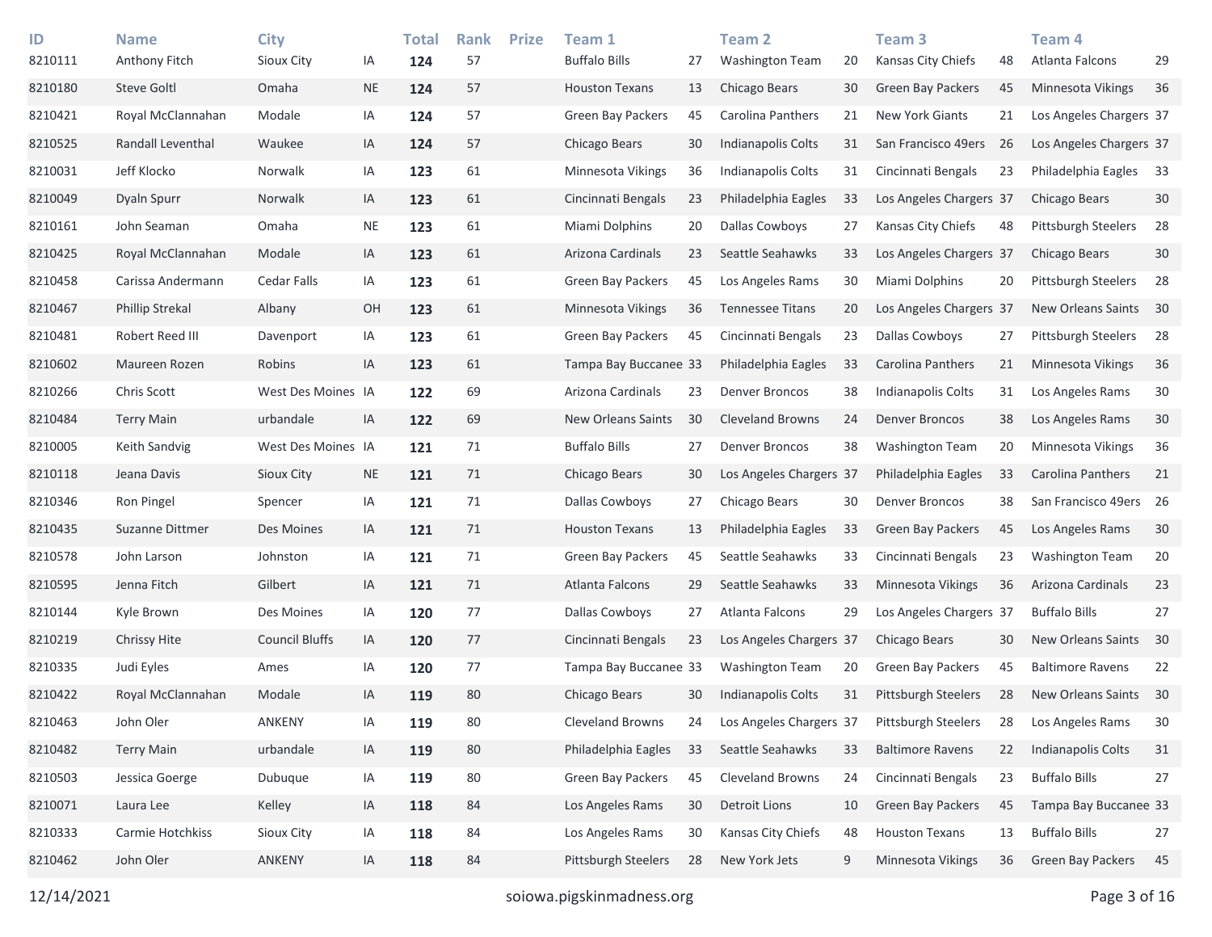| ID | Name | City | | Total | Rank | Prize | Team 1 | | Team 2 | | Team 3 | | Team 4 | |
|---|---|---|---|---|---|---|---|---|---|---|---|---|---|---|
| 8210111 | Anthony Fitch | Sioux City | IA | **124** | 57 | | Buffalo Bills | 27 | Washington Team | 20 | Kansas City Chiefs | 48 | Atlanta Falcons | 29 |
| 8210180 | Steve Goltl | Omaha | NE | **124** | 57 | | Houston Texans | 13 | Chicago Bears | 30 | Green Bay Packers | 45 | Minnesota Vikings | 36 |
| 8210421 | Royal McClannahan | Modale | IA | **124** | 57 | | Green Bay Packers | 45 | Carolina Panthers | 21 | New York Giants | 21 | Los Angeles Chargers | 37 |
| 8210525 | Randall Leventhal | Waukee | IA | **124** | 57 | | Chicago Bears | 30 | Indianapolis Colts | 31 | San Francisco 49ers | 26 | Los Angeles Chargers | 37 |
| 8210031 | Jeff Klocko | Norwalk | IA | **123** | 61 | | Minnesota Vikings | 36 | Indianapolis Colts | 31 | Cincinnati Bengals | 23 | Philadelphia Eagles | 33 |
| 8210049 | Dyaln Spurr | Norwalk | IA | **123** | 61 | | Cincinnati Bengals | 23 | Philadelphia Eagles | 33 | Los Angeles Chargers | 37 | Chicago Bears | 30 |
| 8210161 | John Seaman | Omaha | NE | **123** | 61 | | Miami Dolphins | 20 | Dallas Cowboys | 27 | Kansas City Chiefs | 48 | Pittsburgh Steelers | 28 |
| 8210425 | Royal McClannahan | Modale | IA | **123** | 61 | | Arizona Cardinals | 23 | Seattle Seahawks | 33 | Los Angeles Chargers | 37 | Chicago Bears | 30 |
| 8210458 | Carissa Andermann | Cedar Falls | IA | **123** | 61 | | Green Bay Packers | 45 | Los Angeles Rams | 30 | Miami Dolphins | 20 | Pittsburgh Steelers | 28 |
| 8210467 | Phillip Strekal | Albany | OH | **123** | 61 | | Minnesota Vikings | 36 | Tennessee Titans | 20 | Los Angeles Chargers | 37 | New Orleans Saints | 30 |
| 8210481 | Robert Reed III | Davenport | IA | **123** | 61 | | Green Bay Packers | 45 | Cincinnati Bengals | 23 | Dallas Cowboys | 27 | Pittsburgh Steelers | 28 |
| 8210602 | Maureen Rozen | Robins | IA | **123** | 61 | | Tampa Bay Buccanee | 33 | Philadelphia Eagles | 33 | Carolina Panthers | 21 | Minnesota Vikings | 36 |
| 8210266 | Chris Scott | West Des Moines | IA | **122** | 69 | | Arizona Cardinals | 23 | Denver Broncos | 38 | Indianapolis Colts | 31 | Los Angeles Rams | 30 |
| 8210484 | Terry Main | urbandale | IA | **122** | 69 | | New Orleans Saints | 30 | Cleveland Browns | 24 | Denver Broncos | 38 | Los Angeles Rams | 30 |
| 8210005 | Keith Sandvig | West Des Moines | IA | **121** | 71 | | Buffalo Bills | 27 | Denver Broncos | 38 | Washington Team | 20 | Minnesota Vikings | 36 |
| 8210118 | Jeana Davis | Sioux City | NE | **121** | 71 | | Chicago Bears | 30 | Los Angeles Chargers | 37 | Philadelphia Eagles | 33 | Carolina Panthers | 21 |
| 8210346 | Ron Pingel | Spencer | IA | **121** | 71 | | Dallas Cowboys | 27 | Chicago Bears | 30 | Denver Broncos | 38 | San Francisco 49ers | 26 |
| 8210435 | Suzanne Dittmer | Des Moines | IA | **121** | 71 | | Houston Texans | 13 | Philadelphia Eagles | 33 | Green Bay Packers | 45 | Los Angeles Rams | 30 |
| 8210578 | John Larson | Johnston | IA | **121** | 71 | | Green Bay Packers | 45 | Seattle Seahawks | 33 | Cincinnati Bengals | 23 | Washington Team | 20 |
| 8210595 | Jenna Fitch | Gilbert | IA | **121** | 71 | | Atlanta Falcons | 29 | Seattle Seahawks | 33 | Minnesota Vikings | 36 | Arizona Cardinals | 23 |
| 8210144 | Kyle Brown | Des Moines | IA | **120** | 77 | | Dallas Cowboys | 27 | Atlanta Falcons | 29 | Los Angeles Chargers | 37 | Buffalo Bills | 27 |
| 8210219 | Chrissy Hite | Council Bluffs | IA | **120** | 77 | | Cincinnati Bengals | 23 | Los Angeles Chargers | 37 | Chicago Bears | 30 | New Orleans Saints | 30 |
| 8210335 | Judi Eyles | Ames | IA | **120** | 77 | | Tampa Bay Buccanee | 33 | Washington Team | 20 | Green Bay Packers | 45 | Baltimore Ravens | 22 |
| 8210422 | Royal McClannahan | Modale | IA | **119** | 80 | | Chicago Bears | 30 | Indianapolis Colts | 31 | Pittsburgh Steelers | 28 | New Orleans Saints | 30 |
| 8210463 | John Oler | ANKENY | IA | **119** | 80 | | Cleveland Browns | 24 | Los Angeles Chargers | 37 | Pittsburgh Steelers | 28 | Los Angeles Rams | 30 |
| 8210482 | Terry Main | urbandale | IA | **119** | 80 | | Philadelphia Eagles | 33 | Seattle Seahawks | 33 | Baltimore Ravens | 22 | Indianapolis Colts | 31 |
| 8210503 | Jessica Goerge | Dubuque | IA | **119** | 80 | | Green Bay Packers | 45 | Cleveland Browns | 24 | Cincinnati Bengals | 23 | Buffalo Bills | 27 |
| 8210071 | Laura Lee | Kelley | IA | **118** | 84 | | Los Angeles Rams | 30 | Detroit Lions | 10 | Green Bay Packers | 45 | Tampa Bay Buccanee | 33 |
| 8210333 | Carmie Hotchkiss | Sioux City | IA | **118** | 84 | | Los Angeles Rams | 30 | Kansas City Chiefs | 48 | Houston Texans | 13 | Buffalo Bills | 27 |
| 8210462 | John Oler | ANKENY | IA | **118** | 84 | | Pittsburgh Steelers | 28 | New York Jets | 9 | Minnesota Vikings | 36 | Green Bay Packers | 45 |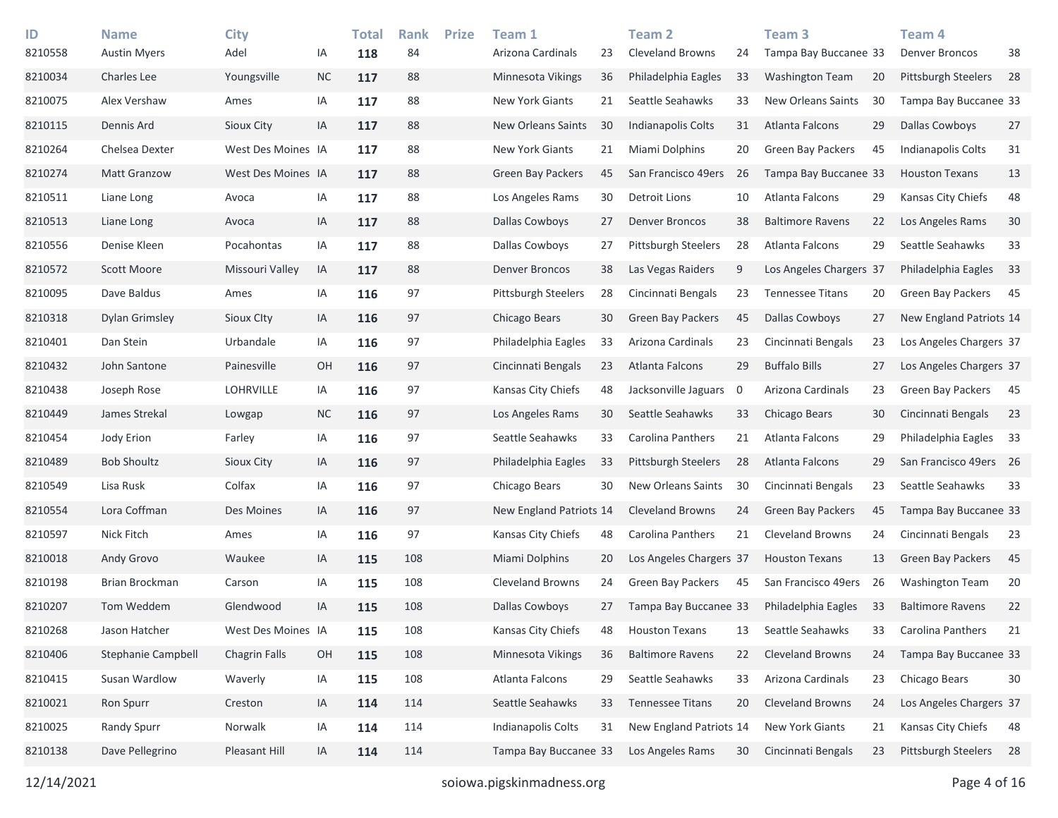| ID | Name | City | | Total | Rank | Prize | Team 1 | | Team 2 | | Team 3 | | Team 4 | |
|---|---|---|---|---|---|---|---|---|---|---|---|---|---|---|
| 8210558 | Austin Myers | Adel | IA | **118** | 84 | | Arizona Cardinals | 23 | Cleveland Browns | 24 | Tampa Bay Buccanee | 33 | Denver Broncos | 38 |
| 8210034 | Charles Lee | Youngsville | NC | **117** | 88 | | Minnesota Vikings | 36 | Philadelphia Eagles | 33 | Washington Team | 20 | Pittsburgh Steelers | 28 |
| 8210075 | Alex Vershaw | Ames | IA | **117** | 88 | | New York Giants | 21 | Seattle Seahawks | 33 | New Orleans Saints | 30 | Tampa Bay Buccanee | 33 |
| 8210115 | Dennis Ard | Sioux City | IA | **117** | 88 | | New Orleans Saints | 30 | Indianapolis Colts | 31 | Atlanta Falcons | 29 | Dallas Cowboys | 27 |
| 8210264 | Chelsea Dexter | West Des Moines | IA | **117** | 88 | | New York Giants | 21 | Miami Dolphins | 20 | Green Bay Packers | 45 | Indianapolis Colts | 31 |
| 8210274 | Matt Granzow | West Des Moines | IA | **117** | 88 | | Green Bay Packers | 45 | San Francisco 49ers | 26 | Tampa Bay Buccanee | 33 | Houston Texans | 13 |
| 8210511 | Liane Long | Avoca | IA | **117** | 88 | | Los Angeles Rams | 30 | Detroit Lions | 10 | Atlanta Falcons | 29 | Kansas City Chiefs | 48 |
| 8210513 | Liane Long | Avoca | IA | **117** | 88 | | Dallas Cowboys | 27 | Denver Broncos | 38 | Baltimore Ravens | 22 | Los Angeles Rams | 30 |
| 8210556 | Denise Kleen | Pocahontas | IA | **117** | 88 | | Dallas Cowboys | 27 | Pittsburgh Steelers | 28 | Atlanta Falcons | 29 | Seattle Seahawks | 33 |
| 8210572 | Scott Moore | Missouri Valley | IA | **117** | 88 | | Denver Broncos | 38 | Las Vegas Raiders | 9 | Los Angeles Chargers | 37 | Philadelphia Eagles | 33 |
| 8210095 | Dave Baldus | Ames | IA | **116** | 97 | | Pittsburgh Steelers | 28 | Cincinnati Bengals | 23 | Tennessee Titans | 20 | Green Bay Packers | 45 |
| 8210318 | Dylan Grimsley | Sioux CIty | IA | **116** | 97 | | Chicago Bears | 30 | Green Bay Packers | 45 | Dallas Cowboys | 27 | New England Patriots | 14 |
| 8210401 | Dan Stein | Urbandale | IA | **116** | 97 | | Philadelphia Eagles | 33 | Arizona Cardinals | 23 | Cincinnati Bengals | 23 | Los Angeles Chargers | 37 |
| 8210432 | John Santone | Painesville | OH | **116** | 97 | | Cincinnati Bengals | 23 | Atlanta Falcons | 29 | Buffalo Bills | 27 | Los Angeles Chargers | 37 |
| 8210438 | Joseph Rose | LOHRVILLE | IA | **116** | 97 | | Kansas City Chiefs | 48 | Jacksonville Jaguars | 0 | Arizona Cardinals | 23 | Green Bay Packers | 45 |
| 8210449 | James Strekal | Lowgap | NC | **116** | 97 | | Los Angeles Rams | 30 | Seattle Seahawks | 33 | Chicago Bears | 30 | Cincinnati Bengals | 23 |
| 8210454 | Jody Erion | Farley | IA | **116** | 97 | | Seattle Seahawks | 33 | Carolina Panthers | 21 | Atlanta Falcons | 29 | Philadelphia Eagles | 33 |
| 8210489 | Bob Shoultz | Sioux City | IA | **116** | 97 | | Philadelphia Eagles | 33 | Pittsburgh Steelers | 28 | Atlanta Falcons | 29 | San Francisco 49ers | 26 |
| 8210549 | Lisa Rusk | Colfax | IA | **116** | 97 | | Chicago Bears | 30 | New Orleans Saints | 30 | Cincinnati Bengals | 23 | Seattle Seahawks | 33 |
| 8210554 | Lora Coffman | Des Moines | IA | **116** | 97 | | New England Patriots | 14 | Cleveland Browns | 24 | Green Bay Packers | 45 | Tampa Bay Buccanee | 33 |
| 8210597 | Nick Fitch | Ames | IA | **116** | 97 | | Kansas City Chiefs | 48 | Carolina Panthers | 21 | Cleveland Browns | 24 | Cincinnati Bengals | 23 |
| 8210018 | Andy Grovo | Waukee | IA | **115** | 108 | | Miami Dolphins | 20 | Los Angeles Chargers | 37 | Houston Texans | 13 | Green Bay Packers | 45 |
| 8210198 | Brian Brockman | Carson | IA | **115** | 108 | | Cleveland Browns | 24 | Green Bay Packers | 45 | San Francisco 49ers | 26 | Washington Team | 20 |
| 8210207 | Tom Weddem | Glendwood | IA | **115** | 108 | | Dallas Cowboys | 27 | Tampa Bay Buccanee | 33 | Philadelphia Eagles | 33 | Baltimore Ravens | 22 |
| 8210268 | Jason Hatcher | West Des Moines | IA | **115** | 108 | | Kansas City Chiefs | 48 | Houston Texans | 13 | Seattle Seahawks | 33 | Carolina Panthers | 21 |
| 8210406 | Stephanie Campbell | Chagrin Falls | OH | **115** | 108 | | Minnesota Vikings | 36 | Baltimore Ravens | 22 | Cleveland Browns | 24 | Tampa Bay Buccanee | 33 |
| 8210415 | Susan Wardlow | Waverly | IA | **115** | 108 | | Atlanta Falcons | 29 | Seattle Seahawks | 33 | Arizona Cardinals | 23 | Chicago Bears | 30 |
| 8210021 | Ron Spurr | Creston | IA | **114** | 114 | | Seattle Seahawks | 33 | Tennessee Titans | 20 | Cleveland Browns | 24 | Los Angeles Chargers | 37 |
| 8210025 | Randy Spurr | Norwalk | IA | **114** | 114 | | Indianapolis Colts | 31 | New England Patriots | 14 | New York Giants | 21 | Kansas City Chiefs | 48 |
| 8210138 | Dave Pellegrino | Pleasant Hill | IA | **114** | 114 | | Tampa Bay Buccanee | 33 | Los Angeles Rams | 30 | Cincinnati Bengals | 23 | Pittsburgh Steelers | 28 |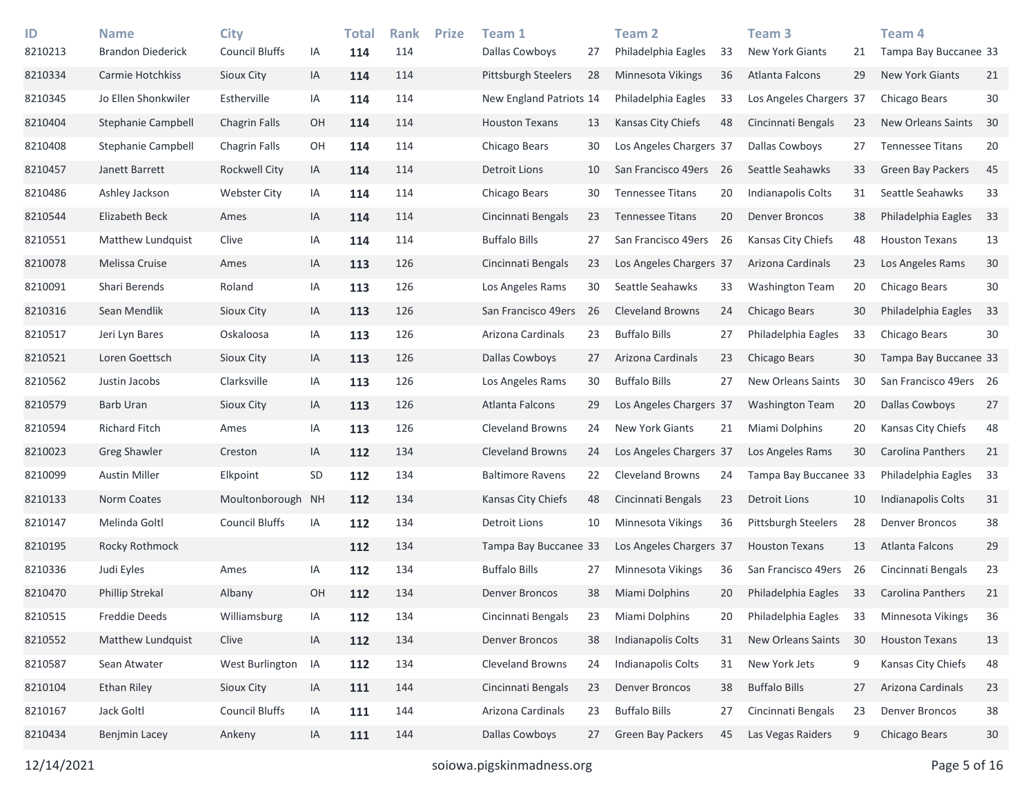| ID | Name | City | | Total | Rank | Prize | Team 1 | | Team 2 | | Team 3 | | Team 4 | |
|---|---|---|---|---|---|---|---|---|---|---|---|---|---|---|
| 8210213 | Brandon Diederick | Council Bluffs | IA | **114** | 114 | | Dallas Cowboys | 27 | Philadelphia Eagles | 33 | New York Giants | 21 | Tampa Bay Buccanee | 33 |
| 8210334 | Carmie Hotchkiss | Sioux City | IA | **114** | 114 | | Pittsburgh Steelers | 28 | Minnesota Vikings | 36 | Atlanta Falcons | 29 | New York Giants | 21 |
| 8210345 | Jo Ellen Shonkwiler | Estherville | IA | **114** | 114 | | New England Patriots | 14 | Philadelphia Eagles | 33 | Los Angeles Chargers | 37 | Chicago Bears | 30 |
| 8210404 | Stephanie Campbell | Chagrin Falls | OH | **114** | 114 | | Houston Texans | 13 | Kansas City Chiefs | 48 | Cincinnati Bengals | 23 | New Orleans Saints | 30 |
| 8210408 | Stephanie Campbell | Chagrin Falls | OH | **114** | 114 | | Chicago Bears | 30 | Los Angeles Chargers | 37 | Dallas Cowboys | 27 | Tennessee Titans | 20 |
| 8210457 | Janett Barrett | Rockwell City | IA | **114** | 114 | | Detroit Lions | 10 | San Francisco 49ers | 26 | Seattle Seahawks | 33 | Green Bay Packers | 45 |
| 8210486 | Ashley Jackson | Webster City | IA | **114** | 114 | | Chicago Bears | 30 | Tennessee Titans | 20 | Indianapolis Colts | 31 | Seattle Seahawks | 33 |
| 8210544 | Elizabeth Beck | Ames | IA | **114** | 114 | | Cincinnati Bengals | 23 | Tennessee Titans | 20 | Denver Broncos | 38 | Philadelphia Eagles | 33 |
| 8210551 | Matthew Lundquist | Clive | IA | **114** | 114 | | Buffalo Bills | 27 | San Francisco 49ers | 26 | Kansas City Chiefs | 48 | Houston Texans | 13 |
| 8210078 | Melissa Cruise | Ames | IA | **113** | 126 | | Cincinnati Bengals | 23 | Los Angeles Chargers | 37 | Arizona Cardinals | 23 | Los Angeles Rams | 30 |
| 8210091 | Shari Berends | Roland | IA | **113** | 126 | | Los Angeles Rams | 30 | Seattle Seahawks | 33 | Washington Team | 20 | Chicago Bears | 30 |
| 8210316 | Sean Mendlik | Sioux City | IA | **113** | 126 | | San Francisco 49ers | 26 | Cleveland Browns | 24 | Chicago Bears | 30 | Philadelphia Eagles | 33 |
| 8210517 | Jeri Lyn Bares | Oskaloosa | IA | **113** | 126 | | Arizona Cardinals | 23 | Buffalo Bills | 27 | Philadelphia Eagles | 33 | Chicago Bears | 30 |
| 8210521 | Loren Goettsch | Sioux City | IA | **113** | 126 | | Dallas Cowboys | 27 | Arizona Cardinals | 23 | Chicago Bears | 30 | Tampa Bay Buccanee | 33 |
| 8210562 | Justin Jacobs | Clarksville | IA | **113** | 126 | | Los Angeles Rams | 30 | Buffalo Bills | 27 | New Orleans Saints | 30 | San Francisco 49ers | 26 |
| 8210579 | Barb Uran | Sioux City | IA | **113** | 126 | | Atlanta Falcons | 29 | Los Angeles Chargers | 37 | Washington Team | 20 | Dallas Cowboys | 27 |
| 8210594 | Richard Fitch | Ames | IA | **113** | 126 | | Cleveland Browns | 24 | New York Giants | 21 | Miami Dolphins | 20 | Kansas City Chiefs | 48 |
| 8210023 | Greg Shawler | Creston | IA | **112** | 134 | | Cleveland Browns | 24 | Los Angeles Chargers | 37 | Los Angeles Rams | 30 | Carolina Panthers | 21 |
| 8210099 | Austin Miller | Elkpoint | SD | **112** | 134 | | Baltimore Ravens | 22 | Cleveland Browns | 24 | Tampa Bay Buccanee | 33 | Philadelphia Eagles | 33 |
| 8210133 | Norm Coates | Moultonborough | NH | **112** | 134 | | Kansas City Chiefs | 48 | Cincinnati Bengals | 23 | Detroit Lions | 10 | Indianapolis Colts | 31 |
| 8210147 | Melinda Goltl | Council Bluffs | IA | **112** | 134 | | Detroit Lions | 10 | Minnesota Vikings | 36 | Pittsburgh Steelers | 28 | Denver Broncos | 38 |
| 8210195 | Rocky Rothmock | | | **112** | 134 | | Tampa Bay Buccanee | 33 | Los Angeles Chargers | 37 | Houston Texans | 13 | Atlanta Falcons | 29 |
| 8210336 | Judi Eyles | Ames | IA | **112** | 134 | | Buffalo Bills | 27 | Minnesota Vikings | 36 | San Francisco 49ers | 26 | Cincinnati Bengals | 23 |
| 8210470 | Phillip Strekal | Albany | OH | **112** | 134 | | Denver Broncos | 38 | Miami Dolphins | 20 | Philadelphia Eagles | 33 | Carolina Panthers | 21 |
| 8210515 | Freddie Deeds | Williamsburg | IA | **112** | 134 | | Cincinnati Bengals | 23 | Miami Dolphins | 20 | Philadelphia Eagles | 33 | Minnesota Vikings | 36 |
| 8210552 | Matthew Lundquist | Clive | IA | **112** | 134 | | Denver Broncos | 38 | Indianapolis Colts | 31 | New Orleans Saints | 30 | Houston Texans | 13 |
| 8210587 | Sean Atwater | West Burlington | IA | **112** | 134 | | Cleveland Browns | 24 | Indianapolis Colts | 31 | New York Jets | 9 | Kansas City Chiefs | 48 |
| 8210104 | Ethan Riley | Sioux City | IA | **111** | 144 | | Cincinnati Bengals | 23 | Denver Broncos | 38 | Buffalo Bills | 27 | Arizona Cardinals | 23 |
| 8210167 | Jack Goltl | Council Bluffs | IA | **111** | 144 | | Arizona Cardinals | 23 | Buffalo Bills | 27 | Cincinnati Bengals | 23 | Denver Broncos | 38 |
| 8210434 | Benjmin Lacey | Ankeny | IA | **111** | 144 | | Dallas Cowboys | 27 | Green Bay Packers | 45 | Las Vegas Raiders | 9 | Chicago Bears | 30 |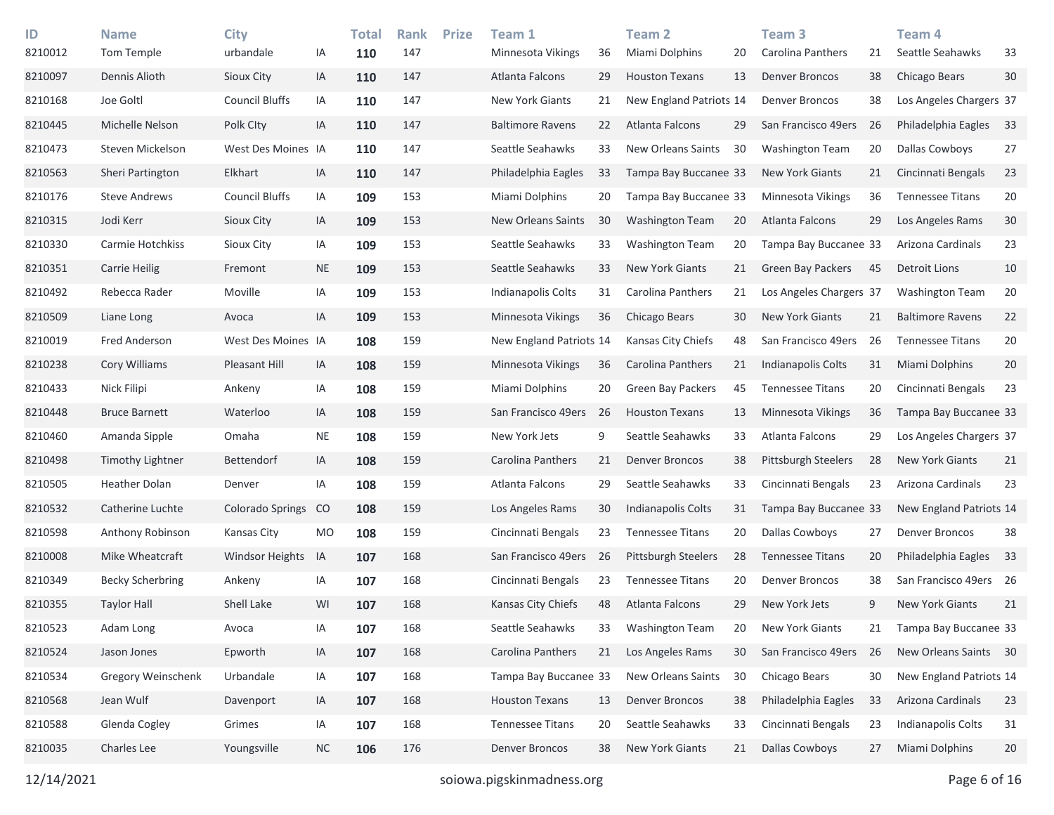| ID | Name | City | | Total | Rank | Prize | Team 1 | | Team 2 | | Team 3 | | Team 4 | |
|---|---|---|---|---|---|---|---|---|---|---|---|---|---|---|
| 8210012 | Tom Temple | urbandale | IA | **110** | 147 | | Minnesota Vikings | 36 | Miami Dolphins | 20 | Carolina Panthers | 21 | Seattle Seahawks | 33 |
| 8210097 | Dennis Alioth | Sioux City | IA | **110** | 147 | | Atlanta Falcons | 29 | Houston Texans | 13 | Denver Broncos | 38 | Chicago Bears | 30 |
| 8210168 | Joe Goltl | Council Bluffs | IA | **110** | 147 | | New York Giants | 21 | New England Patriots | 14 | Denver Broncos | 38 | Los Angeles Chargers | 37 |
| 8210445 | Michelle Nelson | Polk CIty | IA | **110** | 147 | | Baltimore Ravens | 22 | Atlanta Falcons | 29 | San Francisco 49ers | 26 | Philadelphia Eagles | 33 |
| 8210473 | Steven Mickelson | West Des Moines | IA | **110** | 147 | | Seattle Seahawks | 33 | New Orleans Saints | 30 | Washington Team | 20 | Dallas Cowboys | 27 |
| 8210563 | Sheri Partington | Elkhart | IA | **110** | 147 | | Philadelphia Eagles | 33 | Tampa Bay Buccanee | 33 | New York Giants | 21 | Cincinnati Bengals | 23 |
| 8210176 | Steve Andrews | Council Bluffs | IA | **109** | 153 | | Miami Dolphins | 20 | Tampa Bay Buccanee | 33 | Minnesota Vikings | 36 | Tennessee Titans | 20 |
| 8210315 | Jodi Kerr | Sioux City | IA | **109** | 153 | | New Orleans Saints | 30 | Washington Team | 20 | Atlanta Falcons | 29 | Los Angeles Rams | 30 |
| 8210330 | Carmie Hotchkiss | Sioux City | IA | **109** | 153 | | Seattle Seahawks | 33 | Washington Team | 20 | Tampa Bay Buccanee | 33 | Arizona Cardinals | 23 |
| 8210351 | Carrie Heilig | Fremont | NE | **109** | 153 | | Seattle Seahawks | 33 | New York Giants | 21 | Green Bay Packers | 45 | Detroit Lions | 10 |
| 8210492 | Rebecca Rader | Moville | IA | **109** | 153 | | Indianapolis Colts | 31 | Carolina Panthers | 21 | Los Angeles Chargers | 37 | Washington Team | 20 |
| 8210509 | Liane Long | Avoca | IA | **109** | 153 | | Minnesota Vikings | 36 | Chicago Bears | 30 | New York Giants | 21 | Baltimore Ravens | 22 |
| 8210019 | Fred Anderson | West Des Moines | IA | **108** | 159 | | New England Patriots | 14 | Kansas City Chiefs | 48 | San Francisco 49ers | 26 | Tennessee Titans | 20 |
| 8210238 | Cory Williams | Pleasant Hill | IA | **108** | 159 | | Minnesota Vikings | 36 | Carolina Panthers | 21 | Indianapolis Colts | 31 | Miami Dolphins | 20 |
| 8210433 | Nick Filipi | Ankeny | IA | **108** | 159 | | Miami Dolphins | 20 | Green Bay Packers | 45 | Tennessee Titans | 20 | Cincinnati Bengals | 23 |
| 8210448 | Bruce Barnett | Waterloo | IA | **108** | 159 | | San Francisco 49ers | 26 | Houston Texans | 13 | Minnesota Vikings | 36 | Tampa Bay Buccanee | 33 |
| 8210460 | Amanda Sipple | Omaha | NE | **108** | 159 | | New York Jets | 9 | Seattle Seahawks | 33 | Atlanta Falcons | 29 | Los Angeles Chargers | 37 |
| 8210498 | Timothy Lightner | Bettendorf | IA | **108** | 159 | | Carolina Panthers | 21 | Denver Broncos | 38 | Pittsburgh Steelers | 28 | New York Giants | 21 |
| 8210505 | Heather Dolan | Denver | IA | **108** | 159 | | Atlanta Falcons | 29 | Seattle Seahawks | 33 | Cincinnati Bengals | 23 | Arizona Cardinals | 23 |
| 8210532 | Catherine Luchte | Colorado Springs | CO | **108** | 159 | | Los Angeles Rams | 30 | Indianapolis Colts | 31 | Tampa Bay Buccanee | 33 | New England Patriots | 14 |
| 8210598 | Anthony Robinson | Kansas City | MO | **108** | 159 | | Cincinnati Bengals | 23 | Tennessee Titans | 20 | Dallas Cowboys | 27 | Denver Broncos | 38 |
| 8210008 | Mike Wheatcraft | Windsor Heights | IA | **107** | 168 | | San Francisco 49ers | 26 | Pittsburgh Steelers | 28 | Tennessee Titans | 20 | Philadelphia Eagles | 33 |
| 8210349 | Becky Scherbring | Ankeny | IA | **107** | 168 | | Cincinnati Bengals | 23 | Tennessee Titans | 20 | Denver Broncos | 38 | San Francisco 49ers | 26 |
| 8210355 | Taylor Hall | Shell Lake | WI | **107** | 168 | | Kansas City Chiefs | 48 | Atlanta Falcons | 29 | New York Jets | 9 | New York Giants | 21 |
| 8210523 | Adam Long | Avoca | IA | **107** | 168 | | Seattle Seahawks | 33 | Washington Team | 20 | New York Giants | 21 | Tampa Bay Buccanee | 33 |
| 8210524 | Jason Jones | Epworth | IA | **107** | 168 | | Carolina Panthers | 21 | Los Angeles Rams | 30 | San Francisco 49ers | 26 | New Orleans Saints | 30 |
| 8210534 | Gregory Weinschenk | Urbandale | IA | **107** | 168 | | Tampa Bay Buccanee | 33 | New Orleans Saints | 30 | Chicago Bears | 30 | New England Patriots | 14 |
| 8210568 | Jean Wulf | Davenport | IA | **107** | 168 | | Houston Texans | 13 | Denver Broncos | 38 | Philadelphia Eagles | 33 | Arizona Cardinals | 23 |
| 8210588 | Glenda Cogley | Grimes | IA | **107** | 168 | | Tennessee Titans | 20 | Seattle Seahawks | 33 | Cincinnati Bengals | 23 | Indianapolis Colts | 31 |
| 8210035 | Charles Lee | Youngsville | NC | **106** | 176 | | Denver Broncos | 38 | New York Giants | 21 | Dallas Cowboys | 27 | Miami Dolphins | 20 |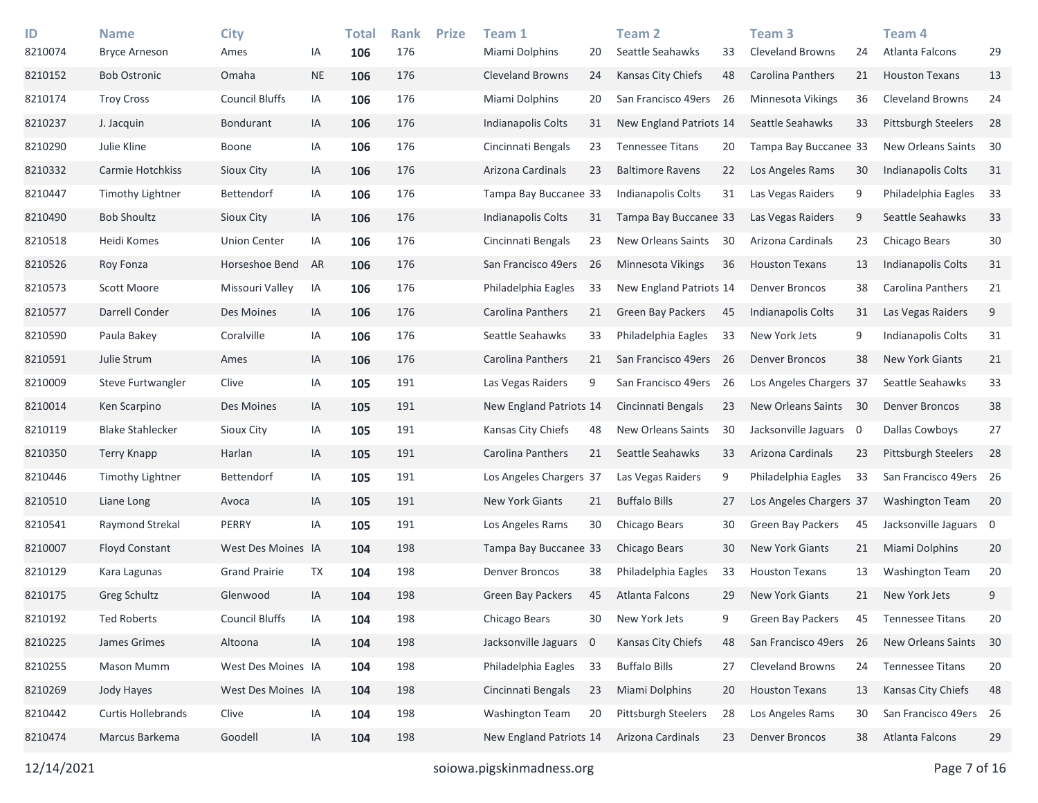| ID | Name | City | | Total | Rank | Prize | Team 1 | | Team 2 | | Team 3 | | Team 4 | |
|---|---|---|---|---|---|---|---|---|---|---|---|---|---|---|
| 8210074 | Bryce Arneson | Ames | IA | **106** | 176 | | Miami Dolphins | 20 | Seattle Seahawks | 33 | Cleveland Browns | 24 | Atlanta Falcons | 29 |
| 8210152 | Bob Ostronic | Omaha | NE | **106** | 176 | | Cleveland Browns | 24 | Kansas City Chiefs | 48 | Carolina Panthers | 21 | Houston Texans | 13 |
| 8210174 | Troy Cross | Council Bluffs | IA | **106** | 176 | | Miami Dolphins | 20 | San Francisco 49ers | 26 | Minnesota Vikings | 36 | Cleveland Browns | 24 |
| 8210237 | J. Jacquin | Bondurant | IA | **106** | 176 | | Indianapolis Colts | 31 | New England Patriots | 14 | Seattle Seahawks | 33 | Pittsburgh Steelers | 28 |
| 8210290 | Julie Kline | Boone | IA | **106** | 176 | | Cincinnati Bengals | 23 | Tennessee Titans | 20 | Tampa Bay Buccanee | 33 | New Orleans Saints | 30 |
| 8210332 | Carmie Hotchkiss | Sioux City | IA | **106** | 176 | | Arizona Cardinals | 23 | Baltimore Ravens | 22 | Los Angeles Rams | 30 | Indianapolis Colts | 31 |
| 8210447 | Timothy Lightner | Bettendorf | IA | **106** | 176 | | Tampa Bay Buccanee | 33 | Indianapolis Colts | 31 | Las Vegas Raiders | 9 | Philadelphia Eagles | 33 |
| 8210490 | Bob Shoultz | Sioux City | IA | **106** | 176 | | Indianapolis Colts | 31 | Tampa Bay Buccanee | 33 | Las Vegas Raiders | 9 | Seattle Seahawks | 33 |
| 8210518 | Heidi Komes | Union Center | IA | **106** | 176 | | Cincinnati Bengals | 23 | New Orleans Saints | 30 | Arizona Cardinals | 23 | Chicago Bears | 30 |
| 8210526 | Roy Fonza | Horseshoe Bend | AR | **106** | 176 | | San Francisco 49ers | 26 | Minnesota Vikings | 36 | Houston Texans | 13 | Indianapolis Colts | 31 |
| 8210573 | Scott Moore | Missouri Valley | IA | **106** | 176 | | Philadelphia Eagles | 33 | New England Patriots | 14 | Denver Broncos | 38 | Carolina Panthers | 21 |
| 8210577 | Darrell Conder | Des Moines | IA | **106** | 176 | | Carolina Panthers | 21 | Green Bay Packers | 45 | Indianapolis Colts | 31 | Las Vegas Raiders | 9 |
| 8210590 | Paula Bakey | Coralville | IA | **106** | 176 | | Seattle Seahawks | 33 | Philadelphia Eagles | 33 | New York Jets | 9 | Indianapolis Colts | 31 |
| 8210591 | Julie Strum | Ames | IA | **106** | 176 | | Carolina Panthers | 21 | San Francisco 49ers | 26 | Denver Broncos | 38 | New York Giants | 21 |
| 8210009 | Steve Furtwangler | Clive | IA | **105** | 191 | | Las Vegas Raiders | 9 | San Francisco 49ers | 26 | Los Angeles Chargers | 37 | Seattle Seahawks | 33 |
| 8210014 | Ken Scarpino | Des Moines | IA | **105** | 191 | | New England Patriots | 14 | Cincinnati Bengals | 23 | New Orleans Saints | 30 | Denver Broncos | 38 |
| 8210119 | Blake Stahlecker | Sioux City | IA | **105** | 191 | | Kansas City Chiefs | 48 | New Orleans Saints | 30 | Jacksonville Jaguars | 0 | Dallas Cowboys | 27 |
| 8210350 | Terry Knapp | Harlan | IA | **105** | 191 | | Carolina Panthers | 21 | Seattle Seahawks | 33 | Arizona Cardinals | 23 | Pittsburgh Steelers | 28 |
| 8210446 | Timothy Lightner | Bettendorf | IA | **105** | 191 | | Los Angeles Chargers | 37 | Las Vegas Raiders | 9 | Philadelphia Eagles | 33 | San Francisco 49ers | 26 |
| 8210510 | Liane Long | Avoca | IA | **105** | 191 | | New York Giants | 21 | Buffalo Bills | 27 | Los Angeles Chargers | 37 | Washington Team | 20 |
| 8210541 | Raymond Strekal | PERRY | IA | **105** | 191 | | Los Angeles Rams | 30 | Chicago Bears | 30 | Green Bay Packers | 45 | Jacksonville Jaguars | 0 |
| 8210007 | Floyd Constant | West Des Moines | IA | **104** | 198 | | Tampa Bay Buccanee | 33 | Chicago Bears | 30 | New York Giants | 21 | Miami Dolphins | 20 |
| 8210129 | Kara Lagunas | Grand Prairie | TX | **104** | 198 | | Denver Broncos | 38 | Philadelphia Eagles | 33 | Houston Texans | 13 | Washington Team | 20 |
| 8210175 | Greg Schultz | Glenwood | IA | **104** | 198 | | Green Bay Packers | 45 | Atlanta Falcons | 29 | New York Giants | 21 | New York Jets | 9 |
| 8210192 | Ted Roberts | Council Bluffs | IA | **104** | 198 | | Chicago Bears | 30 | New York Jets | 9 | Green Bay Packers | 45 | Tennessee Titans | 20 |
| 8210225 | James Grimes | Altoona | IA | **104** | 198 | | Jacksonville Jaguars | 0 | Kansas City Chiefs | 48 | San Francisco 49ers | 26 | New Orleans Saints | 30 |
| 8210255 | Mason Mumm | West Des Moines | IA | **104** | 198 | | Philadelphia Eagles | 33 | Buffalo Bills | 27 | Cleveland Browns | 24 | Tennessee Titans | 20 |
| 8210269 | Jody Hayes | West Des Moines | IA | **104** | 198 | | Cincinnati Bengals | 23 | Miami Dolphins | 20 | Houston Texans | 13 | Kansas City Chiefs | 48 |
| 8210442 | Curtis Hollebrands | Clive | IA | **104** | 198 | | Washington Team | 20 | Pittsburgh Steelers | 28 | Los Angeles Rams | 30 | San Francisco 49ers | 26 |
| 8210474 | Marcus Barkema | Goodell | IA | **104** | 198 | | New England Patriots | 14 | Arizona Cardinals | 23 | Denver Broncos | 38 | Atlanta Falcons | 29 |

12/14/2021 soiowa.pigskinmadness.org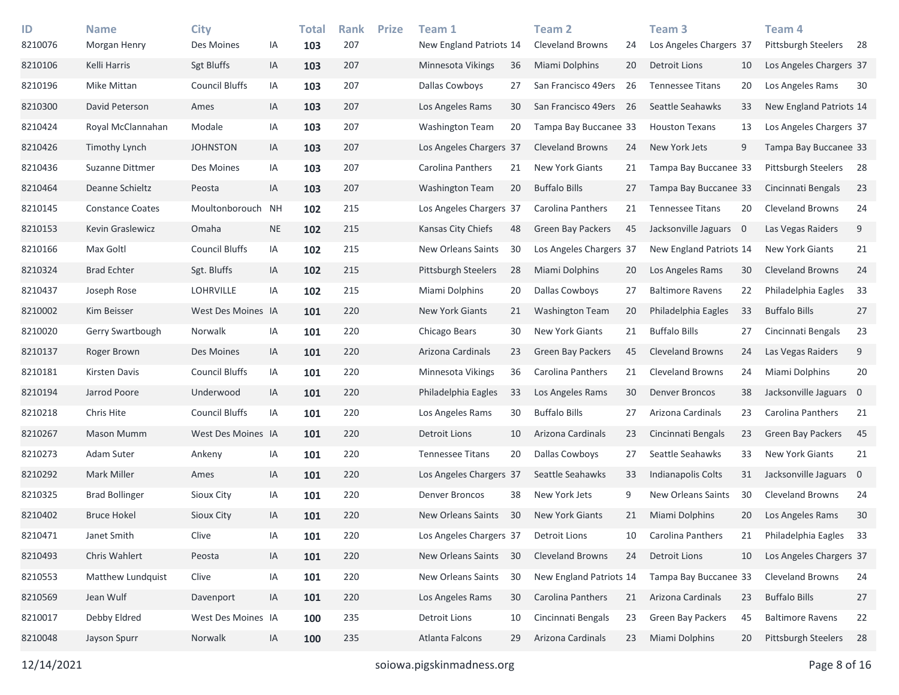| ID | Name | City | | Total | Rank | Prize | Team 1 | | Team 2 | | Team 3 | | Team 4 | |
|---|---|---|---|---|---|---|---|---|---|---|---|---|---|---|
| 8210076 | Morgan Henry | Des Moines | IA | **103** | 207 | | New England Patriots | 14 | Cleveland Browns | 24 | Los Angeles Chargers | 37 | Pittsburgh Steelers | 28 |
| 8210106 | Kelli Harris | Sgt Bluffs | IA | **103** | 207 | | Minnesota Vikings | 36 | Miami Dolphins | 20 | Detroit Lions | 10 | Los Angeles Chargers | 37 |
| 8210196 | Mike Mittan | Council Bluffs | IA | **103** | 207 | | Dallas Cowboys | 27 | San Francisco 49ers | 26 | Tennessee Titans | 20 | Los Angeles Rams | 30 |
| 8210300 | David Peterson | Ames | IA | **103** | 207 | | Los Angeles Rams | 30 | San Francisco 49ers | 26 | Seattle Seahawks | 33 | New England Patriots | 14 |
| 8210424 | Royal McClannahan | Modale | IA | **103** | 207 | | Washington Team | 20 | Tampa Bay Buccanee | 33 | Houston Texans | 13 | Los Angeles Chargers | 37 |
| 8210426 | Timothy Lynch | JOHNSTON | IA | **103** | 207 | | Los Angeles Chargers | 37 | Cleveland Browns | 24 | New York Jets | 9 | Tampa Bay Buccanee | 33 |
| 8210436 | Suzanne Dittmer | Des Moines | IA | **103** | 207 | | Carolina Panthers | 21 | New York Giants | 21 | Tampa Bay Buccanee | 33 | Pittsburgh Steelers | 28 |
| 8210464 | Deanne Schieltz | Peosta | IA | **103** | 207 | | Washington Team | 20 | Buffalo Bills | 27 | Tampa Bay Buccanee | 33 | Cincinnati Bengals | 23 |
| 8210145 | Constance Coates | Moultonborouch | NH | **102** | 215 | | Los Angeles Chargers | 37 | Carolina Panthers | 21 | Tennessee Titans | 20 | Cleveland Browns | 24 |
| 8210153 | Kevin Graslewicz | Omaha | NE | **102** | 215 | | Kansas City Chiefs | 48 | Green Bay Packers | 45 | Jacksonville Jaguars | 0 | Las Vegas Raiders | 9 |
| 8210166 | Max Goltl | Council Bluffs | IA | **102** | 215 | | New Orleans Saints | 30 | Los Angeles Chargers | 37 | New England Patriots | 14 | New York Giants | 21 |
| 8210324 | Brad Echter | Sgt. Bluffs | IA | **102** | 215 | | Pittsburgh Steelers | 28 | Miami Dolphins | 20 | Los Angeles Rams | 30 | Cleveland Browns | 24 |
| 8210437 | Joseph Rose | LOHRVILLE | IA | **102** | 215 | | Miami Dolphins | 20 | Dallas Cowboys | 27 | Baltimore Ravens | 22 | Philadelphia Eagles | 33 |
| 8210002 | Kim Beisser | West Des Moines | IA | **101** | 220 | | New York Giants | 21 | Washington Team | 20 | Philadelphia Eagles | 33 | Buffalo Bills | 27 |
| 8210020 | Gerry Swartbough | Norwalk | IA | **101** | 220 | | Chicago Bears | 30 | New York Giants | 21 | Buffalo Bills | 27 | Cincinnati Bengals | 23 |
| 8210137 | Roger Brown | Des Moines | IA | **101** | 220 | | Arizona Cardinals | 23 | Green Bay Packers | 45 | Cleveland Browns | 24 | Las Vegas Raiders | 9 |
| 8210181 | Kirsten Davis | Council Bluffs | IA | **101** | 220 | | Minnesota Vikings | 36 | Carolina Panthers | 21 | Cleveland Browns | 24 | Miami Dolphins | 20 |
| 8210194 | Jarrod Poore | Underwood | IA | **101** | 220 | | Philadelphia Eagles | 33 | Los Angeles Rams | 30 | Denver Broncos | 38 | Jacksonville Jaguars | 0 |
| 8210218 | Chris Hite | Council Bluffs | IA | **101** | 220 | | Los Angeles Rams | 30 | Buffalo Bills | 27 | Arizona Cardinals | 23 | Carolina Panthers | 21 |
| 8210267 | Mason Mumm | West Des Moines | IA | **101** | 220 | | Detroit Lions | 10 | Arizona Cardinals | 23 | Cincinnati Bengals | 23 | Green Bay Packers | 45 |
| 8210273 | Adam Suter | Ankeny | IA | **101** | 220 | | Tennessee Titans | 20 | Dallas Cowboys | 27 | Seattle Seahawks | 33 | New York Giants | 21 |
| 8210292 | Mark Miller | Ames | IA | **101** | 220 | | Los Angeles Chargers | 37 | Seattle Seahawks | 33 | Indianapolis Colts | 31 | Jacksonville Jaguars | 0 |
| 8210325 | Brad Bollinger | Sioux City | IA | **101** | 220 | | Denver Broncos | 38 | New York Jets | 9 | New Orleans Saints | 30 | Cleveland Browns | 24 |
| 8210402 | Bruce Hokel | Sioux City | IA | **101** | 220 | | New Orleans Saints | 30 | New York Giants | 21 | Miami Dolphins | 20 | Los Angeles Rams | 30 |
| 8210471 | Janet Smith | Clive | IA | **101** | 220 | | Los Angeles Chargers | 37 | Detroit Lions | 10 | Carolina Panthers | 21 | Philadelphia Eagles | 33 |
| 8210493 | Chris Wahlert | Peosta | IA | **101** | 220 | | New Orleans Saints | 30 | Cleveland Browns | 24 | Detroit Lions | 10 | Los Angeles Chargers | 37 |
| 8210553 | Matthew Lundquist | Clive | IA | **101** | 220 | | New Orleans Saints | 30 | New England Patriots | 14 | Tampa Bay Buccanee | 33 | Cleveland Browns | 24 |
| 8210569 | Jean Wulf | Davenport | IA | **101** | 220 | | Los Angeles Rams | 30 | Carolina Panthers | 21 | Arizona Cardinals | 23 | Buffalo Bills | 27 |
| 8210017 | Debby Eldred | West Des Moines | IA | **100** | 235 | | Detroit Lions | 10 | Cincinnati Bengals | 23 | Green Bay Packers | 45 | Baltimore Ravens | 22 |
| 8210048 | Jayson Spurr | Norwalk | IA | **100** | 235 | | Atlanta Falcons | 29 | Arizona Cardinals | 23 | Miami Dolphins | 20 | Pittsburgh Steelers | 28 |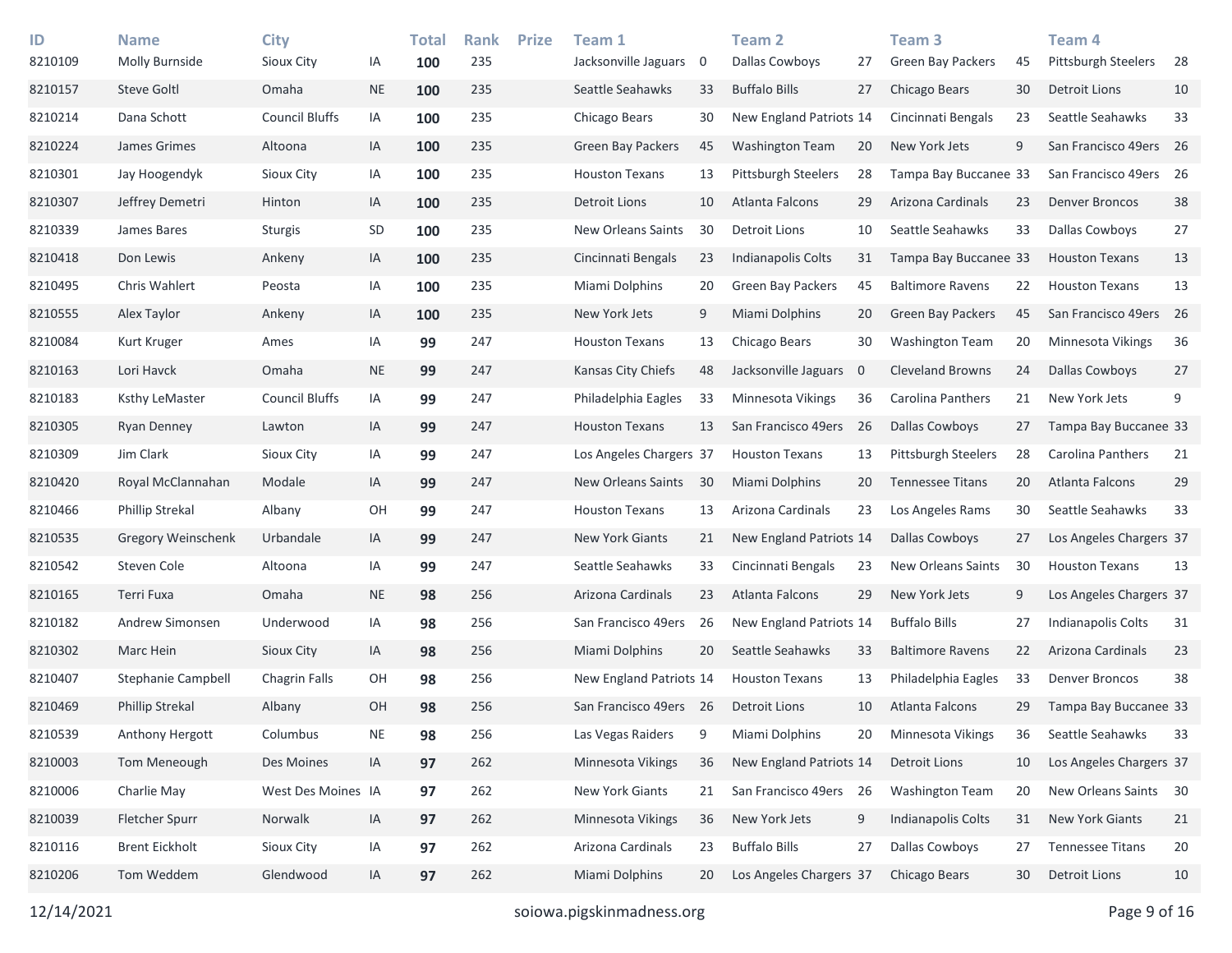| ID | Name | City | | Total | Rank | Prize | Team 1 | | Team 2 | | Team 3 | | Team 4 | |
|---|---|---|---|---|---|---|---|---|---|---|---|---|---|---|
| 8210109 | Molly Burnside | Sioux City | IA | **100** | 235 | | Jacksonville Jaguars | 0 | Dallas Cowboys | 27 | Green Bay Packers | 45 | Pittsburgh Steelers | 28 |
| 8210157 | Steve Goltl | Omaha | NE | **100** | 235 | | Seattle Seahawks | 33 | Buffalo Bills | 27 | Chicago Bears | 30 | Detroit Lions | 10 |
| 8210214 | Dana Schott | Council Bluffs | IA | **100** | 235 | | Chicago Bears | 30 | New England Patriots | 14 | Cincinnati Bengals | 23 | Seattle Seahawks | 33 |
| 8210224 | James Grimes | Altoona | IA | **100** | 235 | | Green Bay Packers | 45 | Washington Team | 20 | New York Jets | 9 | San Francisco 49ers | 26 |
| 8210301 | Jay Hoogendyk | Sioux City | IA | **100** | 235 | | Houston Texans | 13 | Pittsburgh Steelers | 28 | Tampa Bay Buccanee | 33 | San Francisco 49ers | 26 |
| 8210307 | Jeffrey Demetri | Hinton | IA | **100** | 235 | | Detroit Lions | 10 | Atlanta Falcons | 29 | Arizona Cardinals | 23 | Denver Broncos | 38 |
| 8210339 | James Bares | Sturgis | SD | **100** | 235 | | New Orleans Saints | 30 | Detroit Lions | 10 | Seattle Seahawks | 33 | Dallas Cowboys | 27 |
| 8210418 | Don Lewis | Ankeny | IA | **100** | 235 | | Cincinnati Bengals | 23 | Indianapolis Colts | 31 | Tampa Bay Buccanee | 33 | Houston Texans | 13 |
| 8210495 | Chris Wahlert | Peosta | IA | **100** | 235 | | Miami Dolphins | 20 | Green Bay Packers | 45 | Baltimore Ravens | 22 | Houston Texans | 13 |
| 8210555 | Alex Taylor | Ankeny | IA | **100** | 235 | | New York Jets | 9 | Miami Dolphins | 20 | Green Bay Packers | 45 | San Francisco 49ers | 26 |
| 8210084 | Kurt Kruger | Ames | IA | **99** | 247 | | Houston Texans | 13 | Chicago Bears | 30 | Washington Team | 20 | Minnesota Vikings | 36 |
| 8210163 | Lori Havck | Omaha | NE | **99** | 247 | | Kansas City Chiefs | 48 | Jacksonville Jaguars | 0 | Cleveland Browns | 24 | Dallas Cowboys | 27 |
| 8210183 | Ksthy LeMaster | Council Bluffs | IA | **99** | 247 | | Philadelphia Eagles | 33 | Minnesota Vikings | 36 | Carolina Panthers | 21 | New York Jets | 9 |
| 8210305 | Ryan Denney | Lawton | IA | **99** | 247 | | Houston Texans | 13 | San Francisco 49ers | 26 | Dallas Cowboys | 27 | Tampa Bay Buccanee | 33 |
| 8210309 | Jim Clark | Sioux City | IA | **99** | 247 | | Los Angeles Chargers | 37 | Houston Texans | 13 | Pittsburgh Steelers | 28 | Carolina Panthers | 21 |
| 8210420 | Royal McClannahan | Modale | IA | **99** | 247 | | New Orleans Saints | 30 | Miami Dolphins | 20 | Tennessee Titans | 20 | Atlanta Falcons | 29 |
| 8210466 | Phillip Strekal | Albany | OH | **99** | 247 | | Houston Texans | 13 | Arizona Cardinals | 23 | Los Angeles Rams | 30 | Seattle Seahawks | 33 |
| 8210535 | Gregory Weinschenk | Urbandale | IA | **99** | 247 | | New York Giants | 21 | New England Patriots | 14 | Dallas Cowboys | 27 | Los Angeles Chargers | 37 |
| 8210542 | Steven Cole | Altoona | IA | **99** | 247 | | Seattle Seahawks | 33 | Cincinnati Bengals | 23 | New Orleans Saints | 30 | Houston Texans | 13 |
| 8210165 | Terri Fuxa | Omaha | NE | **98** | 256 | | Arizona Cardinals | 23 | Atlanta Falcons | 29 | New York Jets | 9 | Los Angeles Chargers | 37 |
| 8210182 | Andrew Simonsen | Underwood | IA | **98** | 256 | | San Francisco 49ers | 26 | New England Patriots | 14 | Buffalo Bills | 27 | Indianapolis Colts | 31 |
| 8210302 | Marc Hein | Sioux City | IA | **98** | 256 | | Miami Dolphins | 20 | Seattle Seahawks | 33 | Baltimore Ravens | 22 | Arizona Cardinals | 23 |
| 8210407 | Stephanie Campbell | Chagrin Falls | OH | **98** | 256 | | New England Patriots | 14 | Houston Texans | 13 | Philadelphia Eagles | 33 | Denver Broncos | 38 |
| 8210469 | Phillip Strekal | Albany | OH | **98** | 256 | | San Francisco 49ers | 26 | Detroit Lions | 10 | Atlanta Falcons | 29 | Tampa Bay Buccanee | 33 |
| 8210539 | Anthony Hergott | Columbus | NE | **98** | 256 | | Las Vegas Raiders | 9 | Miami Dolphins | 20 | Minnesota Vikings | 36 | Seattle Seahawks | 33 |
| 8210003 | Tom Meneough | Des Moines | IA | **97** | 262 | | Minnesota Vikings | 36 | New England Patriots | 14 | Detroit Lions | 10 | Los Angeles Chargers | 37 |
| 8210006 | Charlie May | West Des Moines | IA | **97** | 262 | | New York Giants | 21 | San Francisco 49ers | 26 | Washington Team | 20 | New Orleans Saints | 30 |
| 8210039 | Fletcher Spurr | Norwalk | IA | **97** | 262 | | Minnesota Vikings | 36 | New York Jets | 9 | Indianapolis Colts | 31 | New York Giants | 21 |
| 8210116 | Brent Eickholt | Sioux City | IA | **97** | 262 | | Arizona Cardinals | 23 | Buffalo Bills | 27 | Dallas Cowboys | 27 | Tennessee Titans | 20 |
| 8210206 | Tom Weddem | Glendwood | IA | **97** | 262 | | Miami Dolphins | 20 | Los Angeles Chargers | 37 | Chicago Bears | 30 | Detroit Lions | 10 |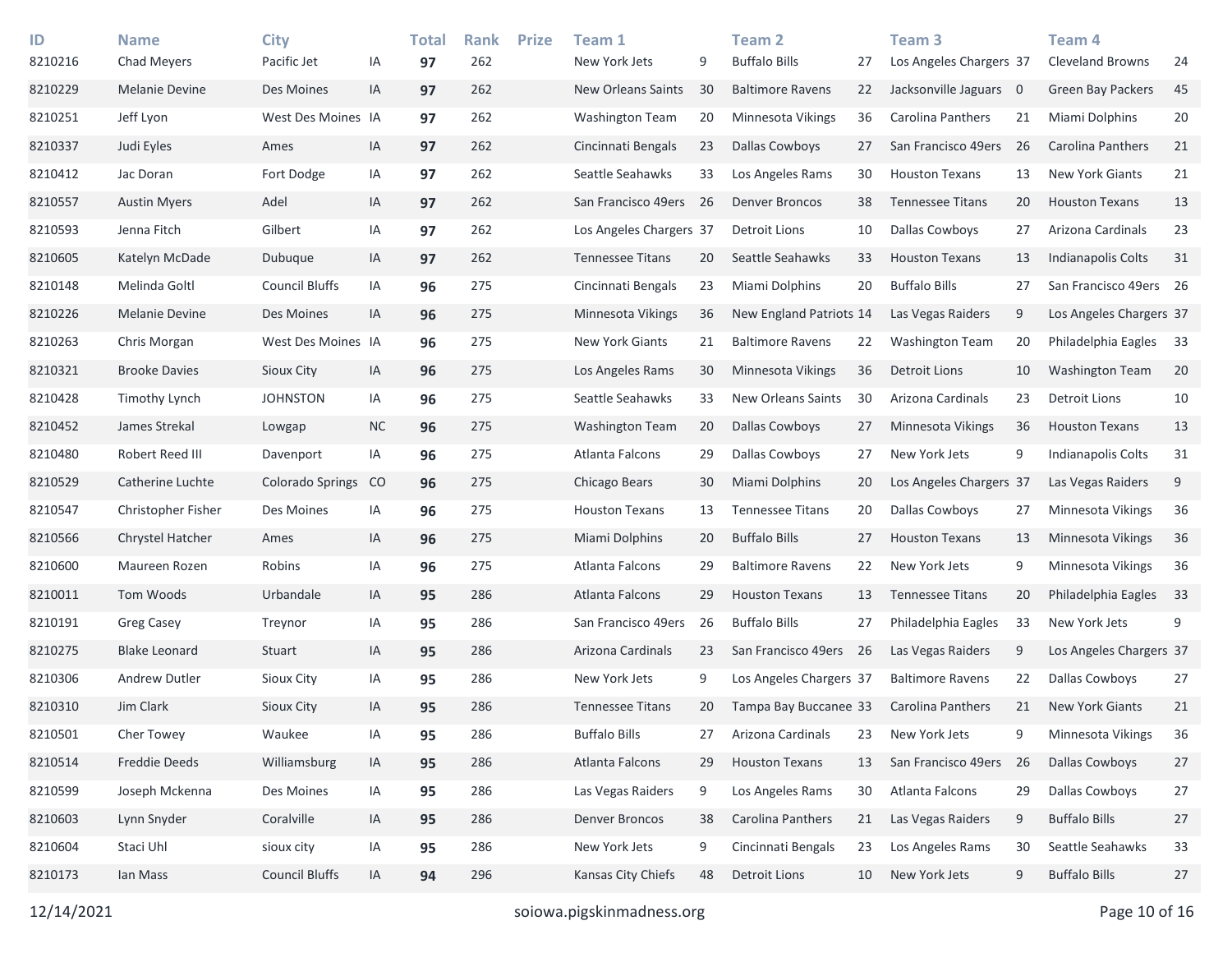| ID | Name | City | | Total | Rank | Prize | Team 1 | | Team 2 | | Team 3 | | Team 4 | |
|---|---|---|---|---|---|---|---|---|---|---|---|---|---|---|
| 8210216 | Chad Meyers | Pacific Jet | IA | **97** | 262 | | New York Jets | 9 | Buffalo Bills | 27 | Los Angeles Chargers | 37 | Cleveland Browns | 24 |
| 8210229 | Melanie Devine | Des Moines | IA | **97** | 262 | | New Orleans Saints | 30 | Baltimore Ravens | 22 | Jacksonville Jaguars | 0 | Green Bay Packers | 45 |
| 8210251 | Jeff Lyon | West Des Moines | IA | **97** | 262 | | Washington Team | 20 | Minnesota Vikings | 36 | Carolina Panthers | 21 | Miami Dolphins | 20 |
| 8210337 | Judi Eyles | Ames | IA | **97** | 262 | | Cincinnati Bengals | 23 | Dallas Cowboys | 27 | San Francisco 49ers | 26 | Carolina Panthers | 21 |
| 8210412 | Jac Doran | Fort Dodge | IA | **97** | 262 | | Seattle Seahawks | 33 | Los Angeles Rams | 30 | Houston Texans | 13 | New York Giants | 21 |
| 8210557 | Austin Myers | Adel | IA | **97** | 262 | | San Francisco 49ers | 26 | Denver Broncos | 38 | Tennessee Titans | 20 | Houston Texans | 13 |
| 8210593 | Jenna Fitch | Gilbert | IA | **97** | 262 | | Los Angeles Chargers | 37 | Detroit Lions | 10 | Dallas Cowboys | 27 | Arizona Cardinals | 23 |
| 8210605 | Katelyn McDade | Dubuque | IA | **97** | 262 | | Tennessee Titans | 20 | Seattle Seahawks | 33 | Houston Texans | 13 | Indianapolis Colts | 31 |
| 8210148 | Melinda Goltl | Council Bluffs | IA | **96** | 275 | | Cincinnati Bengals | 23 | Miami Dolphins | 20 | Buffalo Bills | 27 | San Francisco 49ers | 26 |
| 8210226 | Melanie Devine | Des Moines | IA | **96** | 275 | | Minnesota Vikings | 36 | New England Patriots | 14 | Las Vegas Raiders | 9 | Los Angeles Chargers | 37 |
| 8210263 | Chris Morgan | West Des Moines | IA | **96** | 275 | | New York Giants | 21 | Baltimore Ravens | 22 | Washington Team | 20 | Philadelphia Eagles | 33 |
| 8210321 | Brooke Davies | Sioux City | IA | **96** | 275 | | Los Angeles Rams | 30 | Minnesota Vikings | 36 | Detroit Lions | 10 | Washington Team | 20 |
| 8210428 | Timothy Lynch | JOHNSTON | IA | **96** | 275 | | Seattle Seahawks | 33 | New Orleans Saints | 30 | Arizona Cardinals | 23 | Detroit Lions | 10 |
| 8210452 | James Strekal | Lowgap | NC | **96** | 275 | | Washington Team | 20 | Dallas Cowboys | 27 | Minnesota Vikings | 36 | Houston Texans | 13 |
| 8210480 | Robert Reed III | Davenport | IA | **96** | 275 | | Atlanta Falcons | 29 | Dallas Cowboys | 27 | New York Jets | 9 | Indianapolis Colts | 31 |
| 8210529 | Catherine Luchte | Colorado Springs | CO | **96** | 275 | | Chicago Bears | 30 | Miami Dolphins | 20 | Los Angeles Chargers | 37 | Las Vegas Raiders | 9 |
| 8210547 | Christopher Fisher | Des Moines | IA | **96** | 275 | | Houston Texans | 13 | Tennessee Titans | 20 | Dallas Cowboys | 27 | Minnesota Vikings | 36 |
| 8210566 | Chrystel Hatcher | Ames | IA | **96** | 275 | | Miami Dolphins | 20 | Buffalo Bills | 27 | Houston Texans | 13 | Minnesota Vikings | 36 |
| 8210600 | Maureen Rozen | Robins | IA | **96** | 275 | | Atlanta Falcons | 29 | Baltimore Ravens | 22 | New York Jets | 9 | Minnesota Vikings | 36 |
| 8210011 | Tom Woods | Urbandale | IA | **95** | 286 | | Atlanta Falcons | 29 | Houston Texans | 13 | Tennessee Titans | 20 | Philadelphia Eagles | 33 |
| 8210191 | Greg Casey | Treynor | IA | **95** | 286 | | San Francisco 49ers | 26 | Buffalo Bills | 27 | Philadelphia Eagles | 33 | New York Jets | 9 |
| 8210275 | Blake Leonard | Stuart | IA | **95** | 286 | | Arizona Cardinals | 23 | San Francisco 49ers | 26 | Las Vegas Raiders | 9 | Los Angeles Chargers | 37 |
| 8210306 | Andrew Dutler | Sioux City | IA | **95** | 286 | | New York Jets | 9 | Los Angeles Chargers | 37 | Baltimore Ravens | 22 | Dallas Cowboys | 27 |
| 8210310 | Jim Clark | Sioux City | IA | **95** | 286 | | Tennessee Titans | 20 | Tampa Bay Buccanee | 33 | Carolina Panthers | 21 | New York Giants | 21 |
| 8210501 | Cher Towey | Waukee | IA | **95** | 286 | | Buffalo Bills | 27 | Arizona Cardinals | 23 | New York Jets | 9 | Minnesota Vikings | 36 |
| 8210514 | Freddie Deeds | Williamsburg | IA | **95** | 286 | | Atlanta Falcons | 29 | Houston Texans | 13 | San Francisco 49ers | 26 | Dallas Cowboys | 27 |
| 8210599 | Joseph Mckenna | Des Moines | IA | **95** | 286 | | Las Vegas Raiders | 9 | Los Angeles Rams | 30 | Atlanta Falcons | 29 | Dallas Cowboys | 27 |
| 8210603 | Lynn Snyder | Coralville | IA | **95** | 286 | | Denver Broncos | 38 | Carolina Panthers | 21 | Las Vegas Raiders | 9 | Buffalo Bills | 27 |
| 8210604 | Staci Uhl | sioux city | IA | **95** | 286 | | New York Jets | 9 | Cincinnati Bengals | 23 | Los Angeles Rams | 30 | Seattle Seahawks | 33 |
| 8210173 | Ian Mass | Council Bluffs | IA | **94** | 296 | | Kansas City Chiefs | 48 | Detroit Lions | 10 | New York Jets | 9 | Buffalo Bills | 27 |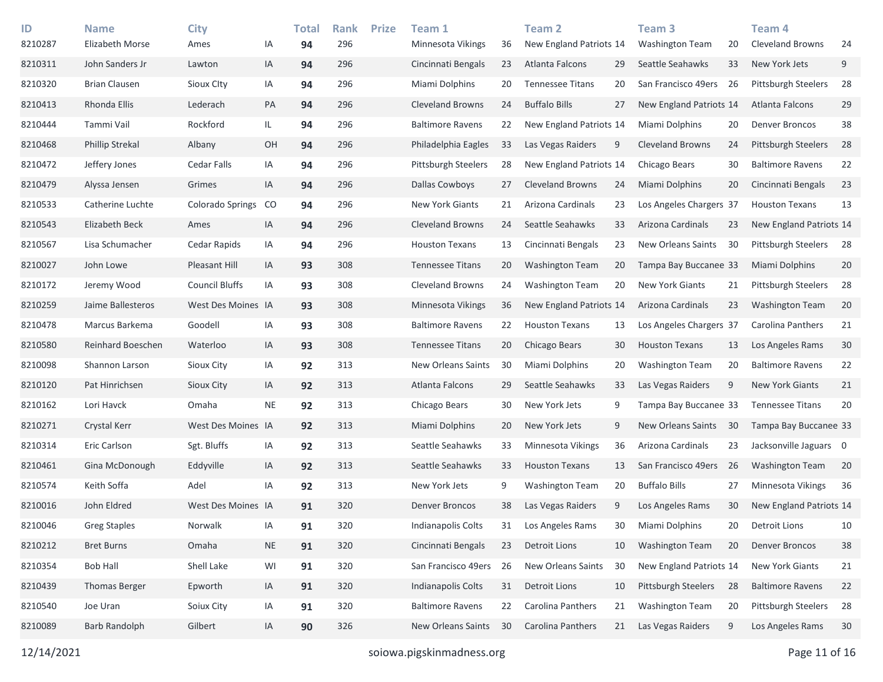| ID | Name | City | | Total | Rank | Prize | Team 1 | | Team 2 | | Team 3 | | Team 4 | |
|---|---|---|---|---|---|---|---|---|---|---|---|---|---|---|
| 8210287 | Elizabeth Morse | Ames | IA | **94** | 296 | | Minnesota Vikings | 36 | New England Patriots | 14 | Washington Team | 20 | Cleveland Browns | 24 |
| 8210311 | John Sanders Jr | Lawton | IA | **94** | 296 | | Cincinnati Bengals | 23 | Atlanta Falcons | 29 | Seattle Seahawks | 33 | New York Jets | 9 |
| 8210320 | Brian Clausen | Sioux CIty | IA | **94** | 296 | | Miami Dolphins | 20 | Tennessee Titans | 20 | San Francisco 49ers | 26 | Pittsburgh Steelers | 28 |
| 8210413 | Rhonda Ellis | Lederach | PA | **94** | 296 | | Cleveland Browns | 24 | Buffalo Bills | 27 | New England Patriots | 14 | Atlanta Falcons | 29 |
| 8210444 | Tammi Vail | Rockford | IL | **94** | 296 | | Baltimore Ravens | 22 | New England Patriots | 14 | Miami Dolphins | 20 | Denver Broncos | 38 |
| 8210468 | Phillip Strekal | Albany | OH | **94** | 296 | | Philadelphia Eagles | 33 | Las Vegas Raiders | 9 | Cleveland Browns | 24 | Pittsburgh Steelers | 28 |
| 8210472 | Jeffery Jones | Cedar Falls | IA | **94** | 296 | | Pittsburgh Steelers | 28 | New England Patriots | 14 | Chicago Bears | 30 | Baltimore Ravens | 22 |
| 8210479 | Alyssa Jensen | Grimes | IA | **94** | 296 | | Dallas Cowboys | 27 | Cleveland Browns | 24 | Miami Dolphins | 20 | Cincinnati Bengals | 23 |
| 8210533 | Catherine Luchte | Colorado Springs | CO | **94** | 296 | | New York Giants | 21 | Arizona Cardinals | 23 | Los Angeles Chargers | 37 | Houston Texans | 13 |
| 8210543 | Elizabeth Beck | Ames | IA | **94** | 296 | | Cleveland Browns | 24 | Seattle Seahawks | 33 | Arizona Cardinals | 23 | New England Patriots | 14 |
| 8210567 | Lisa Schumacher | Cedar Rapids | IA | **94** | 296 | | Houston Texans | 13 | Cincinnati Bengals | 23 | New Orleans Saints | 30 | Pittsburgh Steelers | 28 |
| 8210027 | John Lowe | Pleasant Hill | IA | **93** | 308 | | Tennessee Titans | 20 | Washington Team | 20 | Tampa Bay Buccanee | 33 | Miami Dolphins | 20 |
| 8210172 | Jeremy Wood | Council Bluffs | IA | **93** | 308 | | Cleveland Browns | 24 | Washington Team | 20 | New York Giants | 21 | Pittsburgh Steelers | 28 |
| 8210259 | Jaime Ballesteros | West Des Moines | IA | **93** | 308 | | Minnesota Vikings | 36 | New England Patriots | 14 | Arizona Cardinals | 23 | Washington Team | 20 |
| 8210478 | Marcus Barkema | Goodell | IA | **93** | 308 | | Baltimore Ravens | 22 | Houston Texans | 13 | Los Angeles Chargers | 37 | Carolina Panthers | 21 |
| 8210580 | Reinhard Boeschen | Waterloo | IA | **93** | 308 | | Tennessee Titans | 20 | Chicago Bears | 30 | Houston Texans | 13 | Los Angeles Rams | 30 |
| 8210098 | Shannon Larson | Sioux City | IA | **92** | 313 | | New Orleans Saints | 30 | Miami Dolphins | 20 | Washington Team | 20 | Baltimore Ravens | 22 |
| 8210120 | Pat Hinrichsen | Sioux City | IA | **92** | 313 | | Atlanta Falcons | 29 | Seattle Seahawks | 33 | Las Vegas Raiders | 9 | New York Giants | 21 |
| 8210162 | Lori Havck | Omaha | NE | **92** | 313 | | Chicago Bears | 30 | New York Jets | 9 | Tampa Bay Buccanee | 33 | Tennessee Titans | 20 |
| 8210271 | Crystal Kerr | West Des Moines | IA | **92** | 313 | | Miami Dolphins | 20 | New York Jets | 9 | New Orleans Saints | 30 | Tampa Bay Buccanee | 33 |
| 8210314 | Eric Carlson | Sgt. Bluffs | IA | **92** | 313 | | Seattle Seahawks | 33 | Minnesota Vikings | 36 | Arizona Cardinals | 23 | Jacksonville Jaguars | 0 |
| 8210461 | Gina McDonough | Eddyville | IA | **92** | 313 | | Seattle Seahawks | 33 | Houston Texans | 13 | San Francisco 49ers | 26 | Washington Team | 20 |
| 8210574 | Keith Soffa | Adel | IA | **92** | 313 | | New York Jets | 9 | Washington Team | 20 | Buffalo Bills | 27 | Minnesota Vikings | 36 |
| 8210016 | John Eldred | West Des Moines | IA | **91** | 320 | | Denver Broncos | 38 | Las Vegas Raiders | 9 | Los Angeles Rams | 30 | New England Patriots | 14 |
| 8210046 | Greg Staples | Norwalk | IA | **91** | 320 | | Indianapolis Colts | 31 | Los Angeles Rams | 30 | Miami Dolphins | 20 | Detroit Lions | 10 |
| 8210212 | Bret Burns | Omaha | NE | **91** | 320 | | Cincinnati Bengals | 23 | Detroit Lions | 10 | Washington Team | 20 | Denver Broncos | 38 |
| 8210354 | Bob Hall | Shell Lake | WI | **91** | 320 | | San Francisco 49ers | 26 | New Orleans Saints | 30 | New England Patriots | 14 | New York Giants | 21 |
| 8210439 | Thomas Berger | Epworth | IA | **91** | 320 | | Indianapolis Colts | 31 | Detroit Lions | 10 | Pittsburgh Steelers | 28 | Baltimore Ravens | 22 |
| 8210540 | Joe Uran | Soiux City | IA | **91** | 320 | | Baltimore Ravens | 22 | Carolina Panthers | 21 | Washington Team | 20 | Pittsburgh Steelers | 28 |
| 8210089 | Barb Randolph | Gilbert | IA | **90** | 326 | | New Orleans Saints | 30 | Carolina Panthers | 21 | Las Vegas Raiders | 9 | Los Angeles Rams | 30 |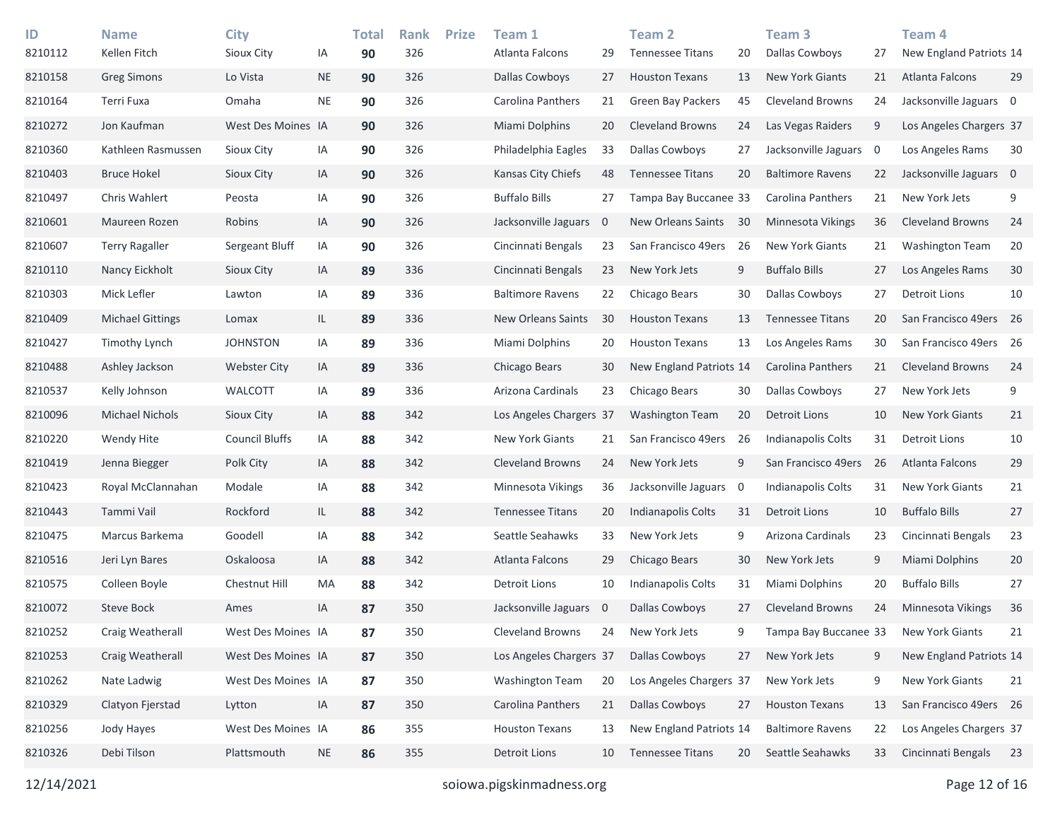| ID | Name | City | | Total | Rank | Prize | Team 1 | | Team 2 | | Team 3 | | Team 4 | |
|---|---|---|---|---|---|---|---|---|---|---|---|---|---|---|
| 8210112 | Kellen Fitch | Sioux City | IA | **90** | 326 | | Atlanta Falcons | 29 | Tennessee Titans | 20 | Dallas Cowboys | 27 | New England Patriots | 14 |
| 8210158 | Greg Simons | Lo Vista | NE | **90** | 326 | | Dallas Cowboys | 27 | Houston Texans | 13 | New York Giants | 21 | Atlanta Falcons | 29 |
| 8210164 | Terri Fuxa | Omaha | NE | **90** | 326 | | Carolina Panthers | 21 | Green Bay Packers | 45 | Cleveland Browns | 24 | Jacksonville Jaguars | 0 |
| 8210272 | Jon Kaufman | West Des Moines | IA | **90** | 326 | | Miami Dolphins | 20 | Cleveland Browns | 24 | Las Vegas Raiders | 9 | Los Angeles Chargers | 37 |
| 8210360 | Kathleen Rasmussen | Sioux City | IA | **90** | 326 | | Philadelphia Eagles | 33 | Dallas Cowboys | 27 | Jacksonville Jaguars | 0 | Los Angeles Rams | 30 |
| 8210403 | Bruce Hokel | Sioux City | IA | **90** | 326 | | Kansas City Chiefs | 48 | Tennessee Titans | 20 | Baltimore Ravens | 22 | Jacksonville Jaguars | 0 |
| 8210497 | Chris Wahlert | Peosta | IA | **90** | 326 | | Buffalo Bills | 27 | Tampa Bay Buccanee | 33 | Carolina Panthers | 21 | New York Jets | 9 |
| 8210601 | Maureen Rozen | Robins | IA | **90** | 326 | | Jacksonville Jaguars | 0 | New Orleans Saints | 30 | Minnesota Vikings | 36 | Cleveland Browns | 24 |
| 8210607 | Terry Ragaller | Sergeant Bluff | IA | **90** | 326 | | Cincinnati Bengals | 23 | San Francisco 49ers | 26 | New York Giants | 21 | Washington Team | 20 |
| 8210110 | Nancy Eickholt | Sioux City | IA | **89** | 336 | | Cincinnati Bengals | 23 | New York Jets | 9 | Buffalo Bills | 27 | Los Angeles Rams | 30 |
| 8210303 | Mick Lefler | Lawton | IA | **89** | 336 | | Baltimore Ravens | 22 | Chicago Bears | 30 | Dallas Cowboys | 27 | Detroit Lions | 10 |
| 8210409 | Michael Gittings | Lomax | IL | **89** | 336 | | New Orleans Saints | 30 | Houston Texans | 13 | Tennessee Titans | 20 | San Francisco 49ers | 26 |
| 8210427 | Timothy Lynch | JOHNSTON | IA | **89** | 336 | | Miami Dolphins | 20 | Houston Texans | 13 | Los Angeles Rams | 30 | San Francisco 49ers | 26 |
| 8210488 | Ashley Jackson | Webster City | IA | **89** | 336 | | Chicago Bears | 30 | New England Patriots | 14 | Carolina Panthers | 21 | Cleveland Browns | 24 |
| 8210537 | Kelly Johnson | WALCOTT | IA | **89** | 336 | | Arizona Cardinals | 23 | Chicago Bears | 30 | Dallas Cowboys | 27 | New York Jets | 9 |
| 8210096 | Michael Nichols | Sioux City | IA | **88** | 342 | | Los Angeles Chargers | 37 | Washington Team | 20 | Detroit Lions | 10 | New York Giants | 21 |
| 8210220 | Wendy Hite | Council Bluffs | IA | **88** | 342 | | New York Giants | 21 | San Francisco 49ers | 26 | Indianapolis Colts | 31 | Detroit Lions | 10 |
| 8210419 | Jenna Biegger | Polk City | IA | **88** | 342 | | Cleveland Browns | 24 | New York Jets | 9 | San Francisco 49ers | 26 | Atlanta Falcons | 29 |
| 8210423 | Royal McClannahan | Modale | IA | **88** | 342 | | Minnesota Vikings | 36 | Jacksonville Jaguars | 0 | Indianapolis Colts | 31 | New York Giants | 21 |
| 8210443 | Tammi Vail | Rockford | IL | **88** | 342 | | Tennessee Titans | 20 | Indianapolis Colts | 31 | Detroit Lions | 10 | Buffalo Bills | 27 |
| 8210475 | Marcus Barkema | Goodell | IA | **88** | 342 | | Seattle Seahawks | 33 | New York Jets | 9 | Arizona Cardinals | 23 | Cincinnati Bengals | 23 |
| 8210516 | Jeri Lyn Bares | Oskaloosa | IA | **88** | 342 | | Atlanta Falcons | 29 | Chicago Bears | 30 | New York Jets | 9 | Miami Dolphins | 20 |
| 8210575 | Colleen Boyle | Chestnut Hill | MA | **88** | 342 | | Detroit Lions | 10 | Indianapolis Colts | 31 | Miami Dolphins | 20 | Buffalo Bills | 27 |
| 8210072 | Steve Bock | Ames | IA | **87** | 350 | | Jacksonville Jaguars | 0 | Dallas Cowboys | 27 | Cleveland Browns | 24 | Minnesota Vikings | 36 |
| 8210252 | Craig Weatherall | West Des Moines | IA | **87** | 350 | | Cleveland Browns | 24 | New York Jets | 9 | Tampa Bay Buccanee | 33 | New York Giants | 21 |
| 8210253 | Craig Weatherall | West Des Moines | IA | **87** | 350 | | Los Angeles Chargers | 37 | Dallas Cowboys | 27 | New York Jets | 9 | New England Patriots | 14 |
| 8210262 | Nate Ladwig | West Des Moines | IA | **87** | 350 | | Washington Team | 20 | Los Angeles Chargers | 37 | New York Jets | 9 | New York Giants | 21 |
| 8210329 | Clatyon Fjerstad | Lytton | IA | **87** | 350 | | Carolina Panthers | 21 | Dallas Cowboys | 27 | Houston Texans | 13 | San Francisco 49ers | 26 |
| 8210256 | Jody Hayes | West Des Moines | IA | **86** | 355 | | Houston Texans | 13 | New England Patriots | 14 | Baltimore Ravens | 22 | Los Angeles Chargers | 37 |
| 8210326 | Debi Tilson | Plattsmouth | NE | **86** | 355 | | Detroit Lions | 10 | Tennessee Titans | 20 | Seattle Seahawks | 33 | Cincinnati Bengals | 23 |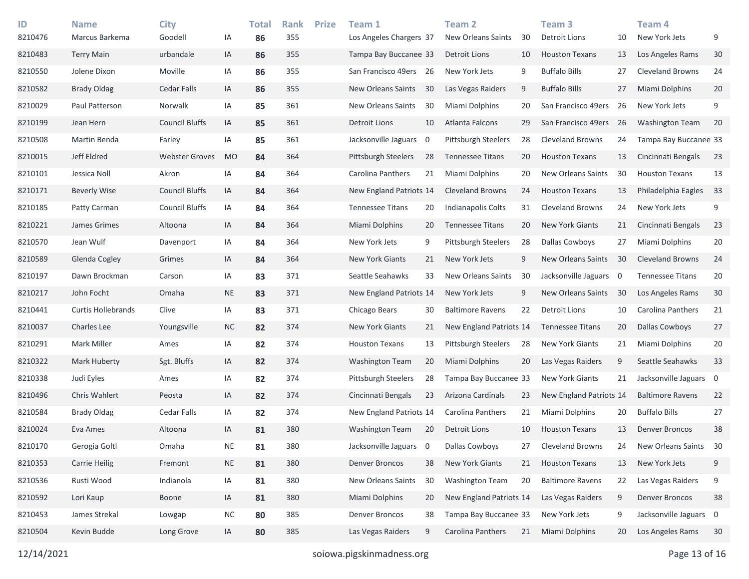| ID | Name | City | | Total | Rank | Prize | Team 1 | | Team 2 | | Team 3 | | Team 4 | |
|---|---|---|---|---|---|---|---|---|---|---|---|---|---|---|
| 8210476 | Marcus Barkema | Goodell | IA | **86** | 355 | | Los Angeles Chargers | 37 | New Orleans Saints | 30 | Detroit Lions | 10 | New York Jets | 9 |
| 8210483 | Terry Main | urbandale | IA | **86** | 355 | | Tampa Bay Buccanee | 33 | Detroit Lions | 10 | Houston Texans | 13 | Los Angeles Rams | 30 |
| 8210550 | Jolene Dixon | Moville | IA | **86** | 355 | | San Francisco 49ers | 26 | New York Jets | 9 | Buffalo Bills | 27 | Cleveland Browns | 24 |
| 8210582 | Brady Oldag | Cedar Falls | IA | **86** | 355 | | New Orleans Saints | 30 | Las Vegas Raiders | 9 | Buffalo Bills | 27 | Miami Dolphins | 20 |
| 8210029 | Paul Patterson | Norwalk | IA | **85** | 361 | | New Orleans Saints | 30 | Miami Dolphins | 20 | San Francisco 49ers | 26 | New York Jets | 9 |
| 8210199 | Jean Hern | Council Bluffs | IA | **85** | 361 | | Detroit Lions | 10 | Atlanta Falcons | 29 | San Francisco 49ers | 26 | Washington Team | 20 |
| 8210508 | Martin Benda | Farley | IA | **85** | 361 | | Jacksonville Jaguars | 0 | Pittsburgh Steelers | 28 | Cleveland Browns | 24 | Tampa Bay Buccanee | 33 |
| 8210015 | Jeff Eldred | Webster Groves | MO | **84** | 364 | | Pittsburgh Steelers | 28 | Tennessee Titans | 20 | Houston Texans | 13 | Cincinnati Bengals | 23 |
| 8210101 | Jessica Noll | Akron | IA | **84** | 364 | | Carolina Panthers | 21 | Miami Dolphins | 20 | New Orleans Saints | 30 | Houston Texans | 13 |
| 8210171 | Beverly Wise | Council Bluffs | IA | **84** | 364 | | New England Patriots | 14 | Cleveland Browns | 24 | Houston Texans | 13 | Philadelphia Eagles | 33 |
| 8210185 | Patty Carman | Council Bluffs | IA | **84** | 364 | | Tennessee Titans | 20 | Indianapolis Colts | 31 | Cleveland Browns | 24 | New York Jets | 9 |
| 8210221 | James Grimes | Altoona | IA | **84** | 364 | | Miami Dolphins | 20 | Tennessee Titans | 20 | New York Giants | 21 | Cincinnati Bengals | 23 |
| 8210570 | Jean Wulf | Davenport | IA | **84** | 364 | | New York Jets | 9 | Pittsburgh Steelers | 28 | Dallas Cowboys | 27 | Miami Dolphins | 20 |
| 8210589 | Glenda Cogley | Grimes | IA | **84** | 364 | | New York Giants | 21 | New York Jets | 9 | New Orleans Saints | 30 | Cleveland Browns | 24 |
| 8210197 | Dawn Brockman | Carson | IA | **83** | 371 | | Seattle Seahawks | 33 | New Orleans Saints | 30 | Jacksonville Jaguars | 0 | Tennessee Titans | 20 |
| 8210217 | John Focht | Omaha | NE | **83** | 371 | | New England Patriots | 14 | New York Jets | 9 | New Orleans Saints | 30 | Los Angeles Rams | 30 |
| 8210441 | Curtis Hollebrands | Clive | IA | **83** | 371 | | Chicago Bears | 30 | Baltimore Ravens | 22 | Detroit Lions | 10 | Carolina Panthers | 21 |
| 8210037 | Charles Lee | Youngsville | NC | **82** | 374 | | New York Giants | 21 | New England Patriots | 14 | Tennessee Titans | 20 | Dallas Cowboys | 27 |
| 8210291 | Mark Miller | Ames | IA | **82** | 374 | | Houston Texans | 13 | Pittsburgh Steelers | 28 | New York Giants | 21 | Miami Dolphins | 20 |
| 8210322 | Mark Huberty | Sgt. Bluffs | IA | **82** | 374 | | Washington Team | 20 | Miami Dolphins | 20 | Las Vegas Raiders | 9 | Seattle Seahawks | 33 |
| 8210338 | Judi Eyles | Ames | IA | **82** | 374 | | Pittsburgh Steelers | 28 | Tampa Bay Buccanee | 33 | New York Giants | 21 | Jacksonville Jaguars | 0 |
| 8210496 | Chris Wahlert | Peosta | IA | **82** | 374 | | Cincinnati Bengals | 23 | Arizona Cardinals | 23 | New England Patriots | 14 | Baltimore Ravens | 22 |
| 8210584 | Brady Oldag | Cedar Falls | IA | **82** | 374 | | New England Patriots | 14 | Carolina Panthers | 21 | Miami Dolphins | 20 | Buffalo Bills | 27 |
| 8210024 | Eva Ames | Altoona | IA | **81** | 380 | | Washington Team | 20 | Detroit Lions | 10 | Houston Texans | 13 | Denver Broncos | 38 |
| 8210170 | Gerogia Goltl | Omaha | NE | **81** | 380 | | Jacksonville Jaguars | 0 | Dallas Cowboys | 27 | Cleveland Browns | 24 | New Orleans Saints | 30 |
| 8210353 | Carrie Heilig | Fremont | NE | **81** | 380 | | Denver Broncos | 38 | New York Giants | 21 | Houston Texans | 13 | New York Jets | 9 |
| 8210536 | Rusti Wood | Indianola | IA | **81** | 380 | | New Orleans Saints | 30 | Washington Team | 20 | Baltimore Ravens | 22 | Las Vegas Raiders | 9 |
| 8210592 | Lori Kaup | Boone | IA | **81** | 380 | | Miami Dolphins | 20 | New England Patriots | 14 | Las Vegas Raiders | 9 | Denver Broncos | 38 |
| 8210453 | James Strekal | Lowgap | NC | **80** | 385 | | Denver Broncos | 38 | Tampa Bay Buccanee | 33 | New York Jets | 9 | Jacksonville Jaguars | 0 |
| 8210504 | Kevin Budde | Long Grove | IA | **80** | 385 | | Las Vegas Raiders | 9 | Carolina Panthers | 21 | Miami Dolphins | 20 | Los Angeles Rams | 30 |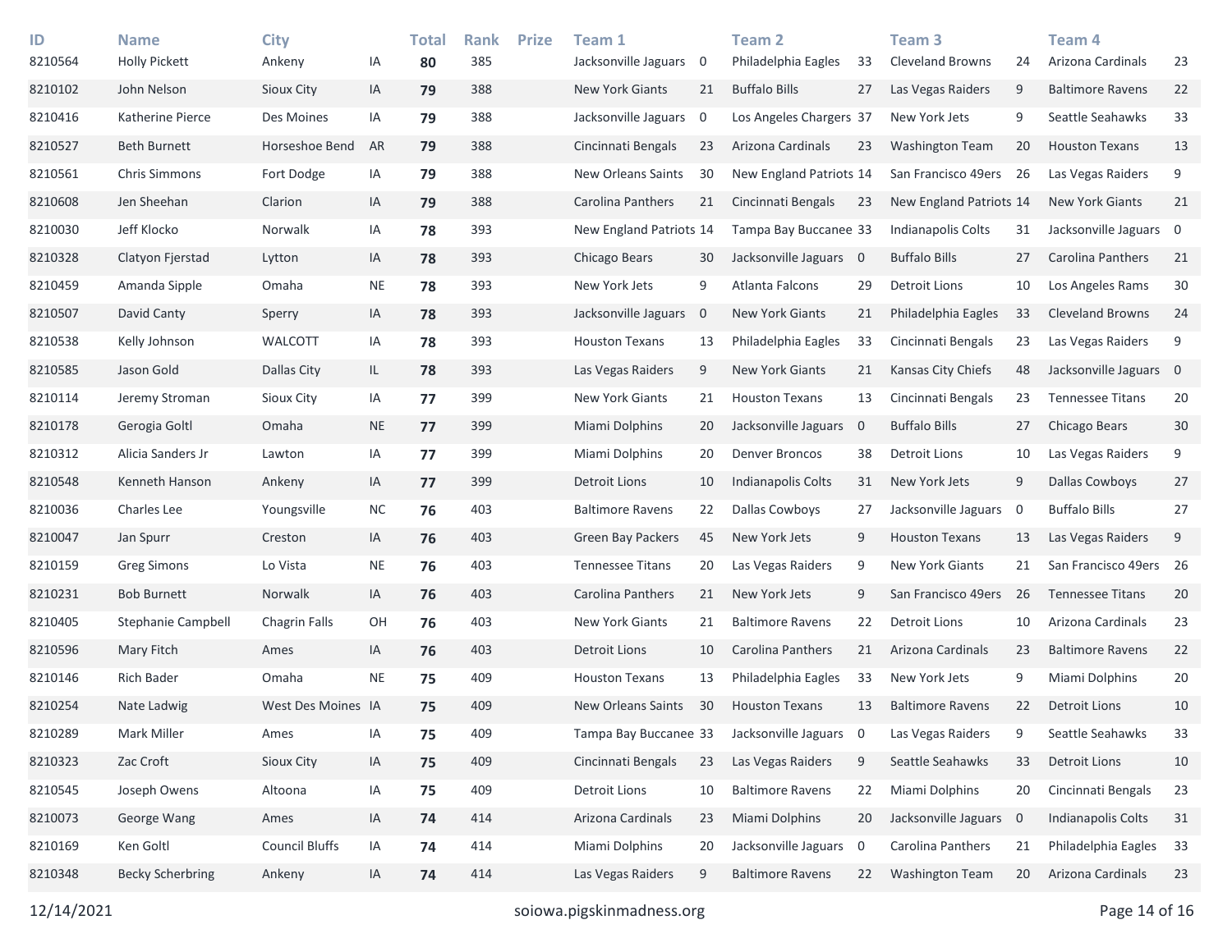| ID | Name | City | | Total | Rank | Prize | Team 1 | | Team 2 | | Team 3 | | Team 4 | |
|---|---|---|---|---|---|---|---|---|---|---|---|---|---|---|
| 8210564 | Holly Pickett | Ankeny | IA | **80** | 385 | | Jacksonville Jaguars | 0 | Philadelphia Eagles | 33 | Cleveland Browns | 24 | Arizona Cardinals | 23 |
| 8210102 | John Nelson | Sioux City | IA | **79** | 388 | | New York Giants | 21 | Buffalo Bills | 27 | Las Vegas Raiders | 9 | Baltimore Ravens | 22 |
| 8210416 | Katherine Pierce | Des Moines | IA | **79** | 388 | | Jacksonville Jaguars | 0 | Los Angeles Chargers | 37 | New York Jets | 9 | Seattle Seahawks | 33 |
| 8210527 | Beth Burnett | Horseshoe Bend | AR | **79** | 388 | | Cincinnati Bengals | 23 | Arizona Cardinals | 23 | Washington Team | 20 | Houston Texans | 13 |
| 8210561 | Chris Simmons | Fort Dodge | IA | **79** | 388 | | New Orleans Saints | 30 | New England Patriots | 14 | San Francisco 49ers | 26 | Las Vegas Raiders | 9 |
| 8210608 | Jen Sheehan | Clarion | IA | **79** | 388 | | Carolina Panthers | 21 | Cincinnati Bengals | 23 | New England Patriots | 14 | New York Giants | 21 |
| 8210030 | Jeff Klocko | Norwalk | IA | **78** | 393 | | New England Patriots | 14 | Tampa Bay Buccanee | 33 | Indianapolis Colts | 31 | Jacksonville Jaguars | 0 |
| 8210328 | Clatyon Fjerstad | Lytton | IA | **78** | 393 | | Chicago Bears | 30 | Jacksonville Jaguars | 0 | Buffalo Bills | 27 | Carolina Panthers | 21 |
| 8210459 | Amanda Sipple | Omaha | NE | **78** | 393 | | New York Jets | 9 | Atlanta Falcons | 29 | Detroit Lions | 10 | Los Angeles Rams | 30 |
| 8210507 | David Canty | Sperry | IA | **78** | 393 | | Jacksonville Jaguars | 0 | New York Giants | 21 | Philadelphia Eagles | 33 | Cleveland Browns | 24 |
| 8210538 | Kelly Johnson | WALCOTT | IA | **78** | 393 | | Houston Texans | 13 | Philadelphia Eagles | 33 | Cincinnati Bengals | 23 | Las Vegas Raiders | 9 |
| 8210585 | Jason Gold | Dallas City | IL | **78** | 393 | | Las Vegas Raiders | 9 | New York Giants | 21 | Kansas City Chiefs | 48 | Jacksonville Jaguars | 0 |
| 8210114 | Jeremy Stroman | Sioux City | IA | **77** | 399 | | New York Giants | 21 | Houston Texans | 13 | Cincinnati Bengals | 23 | Tennessee Titans | 20 |
| 8210178 | Gerogia Goltl | Omaha | NE | **77** | 399 | | Miami Dolphins | 20 | Jacksonville Jaguars | 0 | Buffalo Bills | 27 | Chicago Bears | 30 |
| 8210312 | Alicia Sanders Jr | Lawton | IA | **77** | 399 | | Miami Dolphins | 20 | Denver Broncos | 38 | Detroit Lions | 10 | Las Vegas Raiders | 9 |
| 8210548 | Kenneth Hanson | Ankeny | IA | **77** | 399 | | Detroit Lions | 10 | Indianapolis Colts | 31 | New York Jets | 9 | Dallas Cowboys | 27 |
| 8210036 | Charles Lee | Youngsville | NC | **76** | 403 | | Baltimore Ravens | 22 | Dallas Cowboys | 27 | Jacksonville Jaguars | 0 | Buffalo Bills | 27 |
| 8210047 | Jan Spurr | Creston | IA | **76** | 403 | | Green Bay Packers | 45 | New York Jets | 9 | Houston Texans | 13 | Las Vegas Raiders | 9 |
| 8210159 | Greg Simons | Lo Vista | NE | **76** | 403 | | Tennessee Titans | 20 | Las Vegas Raiders | 9 | New York Giants | 21 | San Francisco 49ers | 26 |
| 8210231 | Bob Burnett | Norwalk | IA | **76** | 403 | | Carolina Panthers | 21 | New York Jets | 9 | San Francisco 49ers | 26 | Tennessee Titans | 20 |
| 8210405 | Stephanie Campbell | Chagrin Falls | OH | **76** | 403 | | New York Giants | 21 | Baltimore Ravens | 22 | Detroit Lions | 10 | Arizona Cardinals | 23 |
| 8210596 | Mary Fitch | Ames | IA | **76** | 403 | | Detroit Lions | 10 | Carolina Panthers | 21 | Arizona Cardinals | 23 | Baltimore Ravens | 22 |
| 8210146 | Rich Bader | Omaha | NE | **75** | 409 | | Houston Texans | 13 | Philadelphia Eagles | 33 | New York Jets | 9 | Miami Dolphins | 20 |
| 8210254 | Nate Ladwig | West Des Moines | IA | **75** | 409 | | New Orleans Saints | 30 | Houston Texans | 13 | Baltimore Ravens | 22 | Detroit Lions | 10 |
| 8210289 | Mark Miller | Ames | IA | **75** | 409 | | Tampa Bay Buccanee | 33 | Jacksonville Jaguars | 0 | Las Vegas Raiders | 9 | Seattle Seahawks | 33 |
| 8210323 | Zac Croft | Sioux City | IA | **75** | 409 | | Cincinnati Bengals | 23 | Las Vegas Raiders | 9 | Seattle Seahawks | 33 | Detroit Lions | 10 |
| 8210545 | Joseph Owens | Altoona | IA | **75** | 409 | | Detroit Lions | 10 | Baltimore Ravens | 22 | Miami Dolphins | 20 | Cincinnati Bengals | 23 |
| 8210073 | George Wang | Ames | IA | **74** | 414 | | Arizona Cardinals | 23 | Miami Dolphins | 20 | Jacksonville Jaguars | 0 | Indianapolis Colts | 31 |
| 8210169 | Ken Goltl | Council Bluffs | IA | **74** | 414 | | Miami Dolphins | 20 | Jacksonville Jaguars | 0 | Carolina Panthers | 21 | Philadelphia Eagles | 33 |
| 8210348 | Becky Scherbring | Ankeny | IA | **74** | 414 | | Las Vegas Raiders | 9 | Baltimore Ravens | 22 | Washington Team | 20 | Arizona Cardinals | 23 |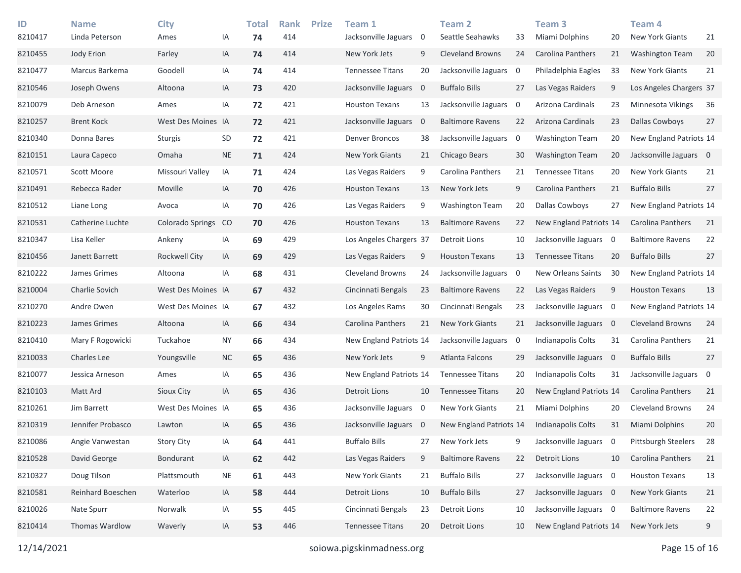| ID | Name | City | | Total | Rank | Prize | Team 1 | | Team 2 | | Team 3 | | Team 4 | |
|---|---|---|---|---|---|---|---|---|---|---|---|---|---|---|
| 8210417 | Linda Peterson | Ames | IA | **74** | 414 | | Jacksonville Jaguars | 0 | Seattle Seahawks | 33 | Miami Dolphins | 20 | New York Giants | 21 |
| 8210455 | Jody Erion | Farley | IA | **74** | 414 | | New York Jets | 9 | Cleveland Browns | 24 | Carolina Panthers | 21 | Washington Team | 20 |
| 8210477 | Marcus Barkema | Goodell | IA | **74** | 414 | | Tennessee Titans | 20 | Jacksonville Jaguars | 0 | Philadelphia Eagles | 33 | New York Giants | 21 |
| 8210546 | Joseph Owens | Altoona | IA | **73** | 420 | | Jacksonville Jaguars | 0 | Buffalo Bills | 27 | Las Vegas Raiders | 9 | Los Angeles Chargers | 37 |
| 8210079 | Deb Arneson | Ames | IA | **72** | 421 | | Houston Texans | 13 | Jacksonville Jaguars | 0 | Arizona Cardinals | 23 | Minnesota Vikings | 36 |
| 8210257 | Brent Kock | West Des Moines | IA | **72** | 421 | | Jacksonville Jaguars | 0 | Baltimore Ravens | 22 | Arizona Cardinals | 23 | Dallas Cowboys | 27 |
| 8210340 | Donna Bares | Sturgis | SD | **72** | 421 | | Denver Broncos | 38 | Jacksonville Jaguars | 0 | Washington Team | 20 | New England Patriots | 14 |
| 8210151 | Laura Capeco | Omaha | NE | **71** | 424 | | New York Giants | 21 | Chicago Bears | 30 | Washington Team | 20 | Jacksonville Jaguars | 0 |
| 8210571 | Scott Moore | Missouri Valley | IA | **71** | 424 | | Las Vegas Raiders | 9 | Carolina Panthers | 21 | Tennessee Titans | 20 | New York Giants | 21 |
| 8210491 | Rebecca Rader | Moville | IA | **70** | 426 | | Houston Texans | 13 | New York Jets | 9 | Carolina Panthers | 21 | Buffalo Bills | 27 |
| 8210512 | Liane Long | Avoca | IA | **70** | 426 | | Las Vegas Raiders | 9 | Washington Team | 20 | Dallas Cowboys | 27 | New England Patriots | 14 |
| 8210531 | Catherine Luchte | Colorado Springs | CO | **70** | 426 | | Houston Texans | 13 | Baltimore Ravens | 22 | New England Patriots | 14 | Carolina Panthers | 21 |
| 8210347 | Lisa Keller | Ankeny | IA | **69** | 429 | | Los Angeles Chargers | 37 | Detroit Lions | 10 | Jacksonville Jaguars | 0 | Baltimore Ravens | 22 |
| 8210456 | Janett Barrett | Rockwell City | IA | **69** | 429 | | Las Vegas Raiders | 9 | Houston Texans | 13 | Tennessee Titans | 20 | Buffalo Bills | 27 |
| 8210222 | James Grimes | Altoona | IA | **68** | 431 | | Cleveland Browns | 24 | Jacksonville Jaguars | 0 | New Orleans Saints | 30 | New England Patriots | 14 |
| 8210004 | Charlie Sovich | West Des Moines | IA | **67** | 432 | | Cincinnati Bengals | 23 | Baltimore Ravens | 22 | Las Vegas Raiders | 9 | Houston Texans | 13 |
| 8210270 | Andre Owen | West Des Moines | IA | **67** | 432 | | Los Angeles Rams | 30 | Cincinnati Bengals | 23 | Jacksonville Jaguars | 0 | New England Patriots | 14 |
| 8210223 | James Grimes | Altoona | IA | **66** | 434 | | Carolina Panthers | 21 | New York Giants | 21 | Jacksonville Jaguars | 0 | Cleveland Browns | 24 |
| 8210410 | Mary F Rogowicki | Tuckahoe | NY | **66** | 434 | | New England Patriots | 14 | Jacksonville Jaguars | 0 | Indianapolis Colts | 31 | Carolina Panthers | 21 |
| 8210033 | Charles Lee | Youngsville | NC | **65** | 436 | | New York Jets | 9 | Atlanta Falcons | 29 | Jacksonville Jaguars | 0 | Buffalo Bills | 27 |
| 8210077 | Jessica Arneson | Ames | IA | **65** | 436 | | New England Patriots | 14 | Tennessee Titans | 20 | Indianapolis Colts | 31 | Jacksonville Jaguars | 0 |
| 8210103 | Matt Ard | Sioux City | IA | **65** | 436 | | Detroit Lions | 10 | Tennessee Titans | 20 | New England Patriots | 14 | Carolina Panthers | 21 |
| 8210261 | Jim Barrett | West Des Moines | IA | **65** | 436 | | Jacksonville Jaguars | 0 | New York Giants | 21 | Miami Dolphins | 20 | Cleveland Browns | 24 |
| 8210319 | Jennifer Probasco | Lawton | IA | **65** | 436 | | Jacksonville Jaguars | 0 | New England Patriots | 14 | Indianapolis Colts | 31 | Miami Dolphins | 20 |
| 8210086 | Angie Vanwestan | Story City | IA | **64** | 441 | | Buffalo Bills | 27 | New York Jets | 9 | Jacksonville Jaguars | 0 | Pittsburgh Steelers | 28 |
| 8210528 | David George | Bondurant | IA | **62** | 442 | | Las Vegas Raiders | 9 | Baltimore Ravens | 22 | Detroit Lions | 10 | Carolina Panthers | 21 |
| 8210327 | Doug Tilson | Plattsmouth | NE | **61** | 443 | | New York Giants | 21 | Buffalo Bills | 27 | Jacksonville Jaguars | 0 | Houston Texans | 13 |
| 8210581 | Reinhard Boeschen | Waterloo | IA | **58** | 444 | | Detroit Lions | 10 | Buffalo Bills | 27 | Jacksonville Jaguars | 0 | New York Giants | 21 |
| 8210026 | Nate Spurr | Norwalk | IA | **55** | 445 | | Cincinnati Bengals | 23 | Detroit Lions | 10 | Jacksonville Jaguars | 0 | Baltimore Ravens | 22 |
| 8210414 | Thomas Wardlow | Waverly | IA | **53** | 446 | | Tennessee Titans | 20 | Detroit Lions | 10 | New England Patriots | 14 | New York Jets | 9 |

12/14/2021 soiowa.pigskinmadness.org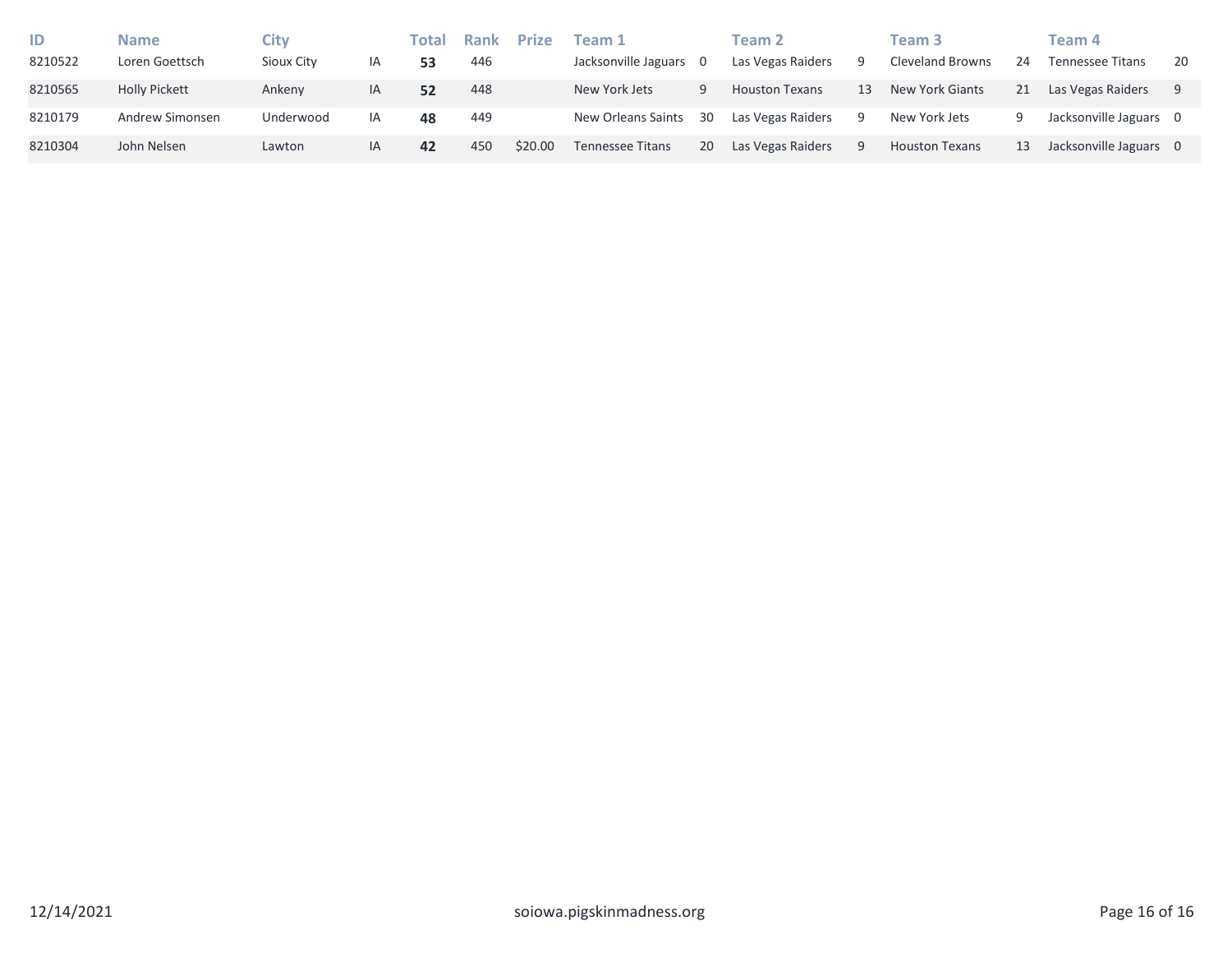| ID | Name | City | | Total | Rank | Prize | Team 1 | | Team 2 | | Team 3 | | Team 4 | |
|---|---|---|---|---|---|---|---|---|---|---|---|---|---|---|
| 8210522 | Loren Goettsch | Sioux City | IA | **53** | 446 | | Jacksonville Jaguars | 0 | Las Vegas Raiders | 9 | Cleveland Browns | 24 | Tennessee Titans | 20 |
| 8210565 | Holly Pickett | Ankeny | IA | **52** | 448 | | New York Jets | 9 | Houston Texans | 13 | New York Giants | 21 | Las Vegas Raiders | 9 |
| 8210179 | Andrew Simonsen | Underwood | IA | **48** | 449 | | New Orleans Saints | 30 | Las Vegas Raiders | 9 | New York Jets | 9 | Jacksonville Jaguars | 0 |
| 8210304 | John Nelsen | Lawton | IA | **42** | 450 | $20.00 | Tennessee Titans | 20 | Las Vegas Raiders | 9 | Houston Texans | 13 | Jacksonville Jaguars | 0 |